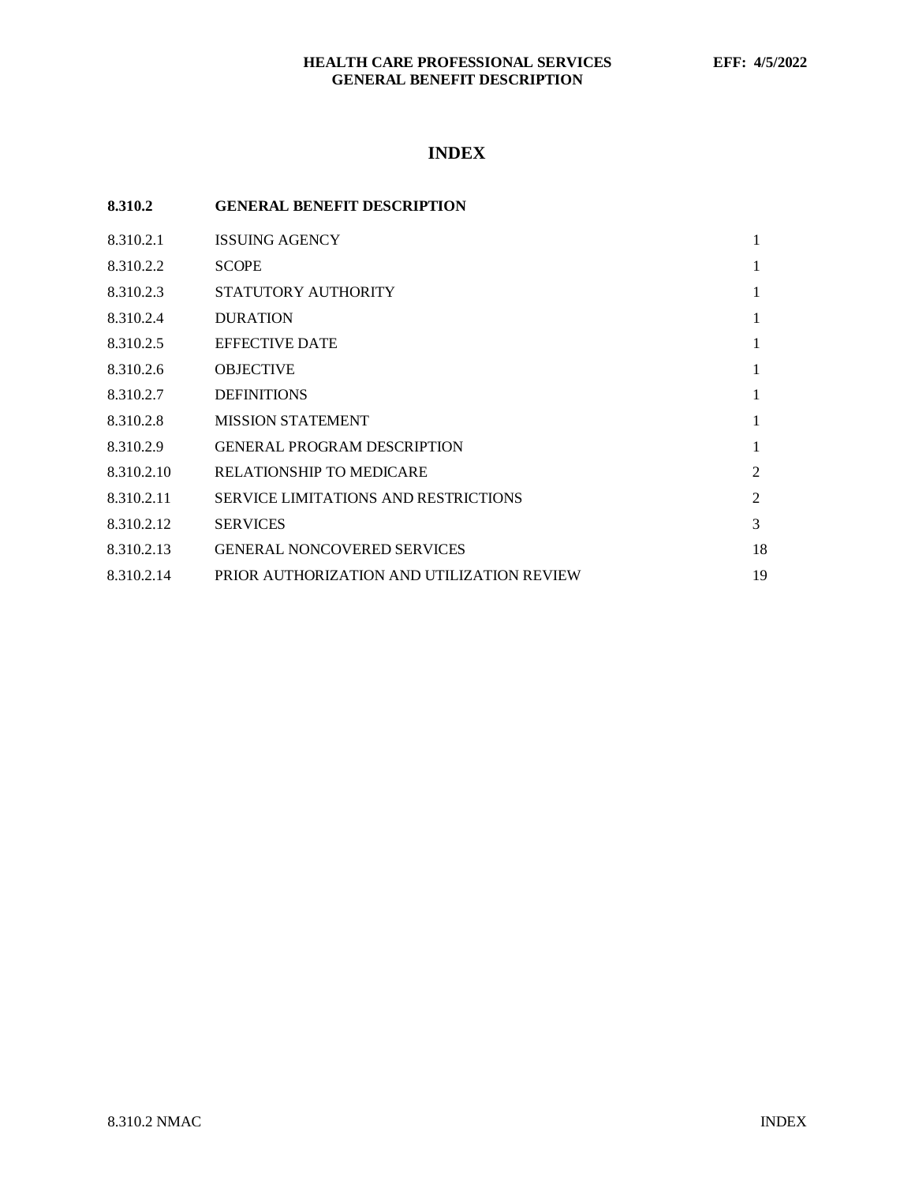# INDEX

| 8.310.2 | GENERAL BENEFIT DESCRIPTION | |
|---|---|---|
| 8.310.2.1 | ISSUING AGENCY | 1 |
| 8.310.2.2 | SCOPE | 1 |
| 8.310.2.3 | STATUTORY AUTHORITY | 1 |
| 8.310.2.4 | DURATION | 1 |
| 8.310.2.5 | EFFECTIVE DATE | 1 |
| 8.310.2.6 | OBJECTIVE | 1 |
| 8.310.2.7 | DEFINITIONS | 1 |
| 8.310.2.8 | MISSION STATEMENT | 1 |
| 8.310.2.9 | GENERAL PROGRAM DESCRIPTION | 1 |
| 8.310.2.10 | RELATIONSHIP TO MEDICARE | 2 |
| 8.310.2.11 | SERVICE LIMITATIONS AND RESTRICTIONS | 2 |
| 8.310.2.12 | SERVICES | 3 |
| 8.310.2.13 | GENERAL NONCOVERED SERVICES | 18 |
| 8.310.2.14 | PRIOR AUTHORIZATION AND UTILIZATION REVIEW | 19 |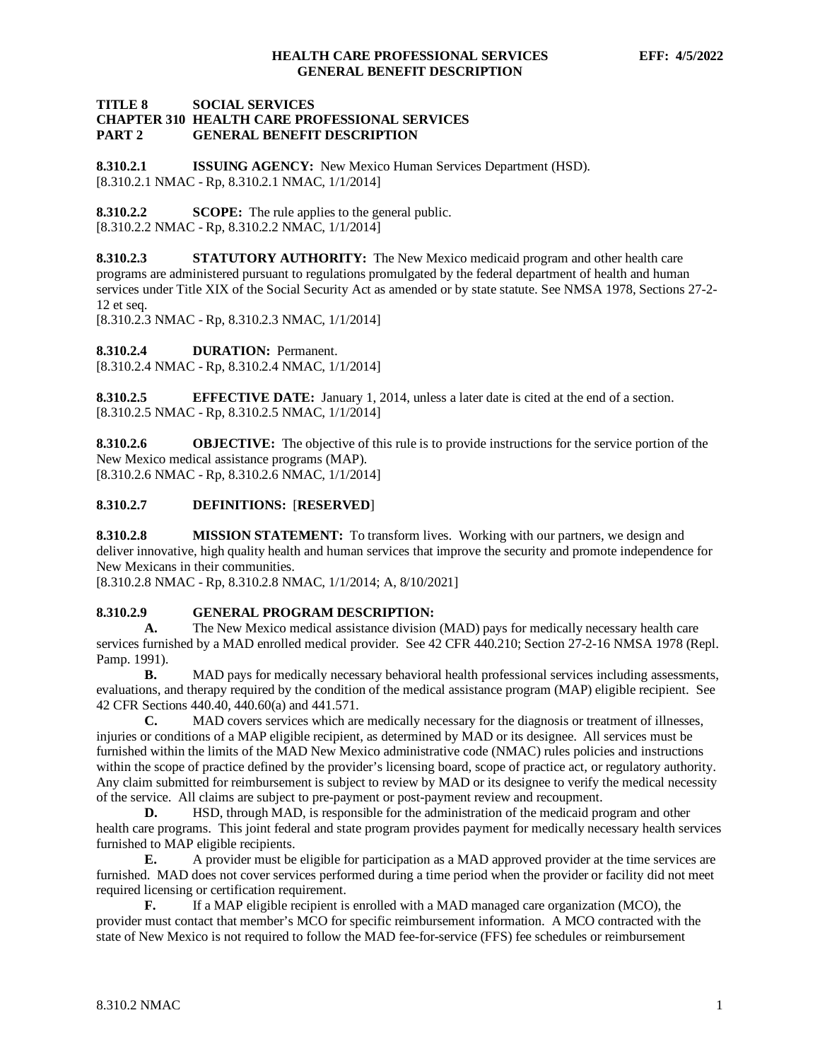**TITLE 8 SOCIAL SERVICES**
**CHAPTER 310 HEALTH CARE PROFESSIONAL SERVICES**
**PART 2 GENERAL BENEFIT DESCRIPTION**

**8.310.2.1 ISSUING AGENCY:** New Mexico Human Services Department (HSD).
[8.310.2.1 NMAC - Rp, 8.310.2.1 NMAC, 1/1/2014]

**8.310.2.2 SCOPE:** The rule applies to the general public.
[8.310.2.2 NMAC - Rp, 8.310.2.2 NMAC, 1/1/2014]

**8.310.2.3 STATUTORY AUTHORITY:** The New Mexico medicaid program and other health care programs are administered pursuant to regulations promulgated by the federal department of health and human services under Title XIX of the Social Security Act as amended or by state statute. See NMSA 1978, Sections 27-2-12 et seq.
[8.310.2.3 NMAC - Rp, 8.310.2.3 NMAC, 1/1/2014]

**8.310.2.4 DURATION:** Permanent.
[8.310.2.4 NMAC - Rp, 8.310.2.4 NMAC, 1/1/2014]

**8.310.2.5 EFFECTIVE DATE:** January 1, 2014, unless a later date is cited at the end of a section.
[8.310.2.5 NMAC - Rp, 8.310.2.5 NMAC, 1/1/2014]

**8.310.2.6 OBJECTIVE:** The objective of this rule is to provide instructions for the service portion of the New Mexico medical assistance programs (MAP).
[8.310.2.6 NMAC - Rp, 8.310.2.6 NMAC, 1/1/2014]

**8.310.2.7 DEFINITIONS:** [**RESERVED**]

**8.310.2.8 MISSION STATEMENT:** To transform lives. Working with our partners, we design and deliver innovative, high quality health and human services that improve the security and promote independence for New Mexicans in their communities.
[8.310.2.8 NMAC - Rp, 8.310.2.8 NMAC, 1/1/2014; A, 8/10/2021]

**8.310.2.9 GENERAL PROGRAM DESCRIPTION:**

**A.** The New Mexico medical assistance division (MAD) pays for medically necessary health care services furnished by a MAD enrolled medical provider. See 42 CFR 440.210; Section 27-2-16 NMSA 1978 (Repl. Pamp. 1991).

**B.** MAD pays for medically necessary behavioral health professional services including assessments, evaluations, and therapy required by the condition of the medical assistance program (MAP) eligible recipient. See 42 CFR Sections 440.40, 440.60(a) and 441.571.

**C.** MAD covers services which are medically necessary for the diagnosis or treatment of illnesses, injuries or conditions of a MAP eligible recipient, as determined by MAD or its designee. All services must be furnished within the limits of the MAD New Mexico administrative code (NMAC) rules policies and instructions within the scope of practice defined by the provider's licensing board, scope of practice act, or regulatory authority. Any claim submitted for reimbursement is subject to review by MAD or its designee to verify the medical necessity of the service. All claims are subject to pre-payment or post-payment review and recoupment.

**D.** HSD, through MAD, is responsible for the administration of the medicaid program and other health care programs. This joint federal and state program provides payment for medically necessary health services furnished to MAP eligible recipients.

**E.** A provider must be eligible for participation as a MAD approved provider at the time services are furnished. MAD does not cover services performed during a time period when the provider or facility did not meet required licensing or certification requirement.

**F.** If a MAP eligible recipient is enrolled with a MAD managed care organization (MCO), the provider must contact that member's MCO for specific reimbursement information. A MCO contracted with the state of New Mexico is not required to follow the MAD fee-for-service (FFS) fee schedules or reimbursement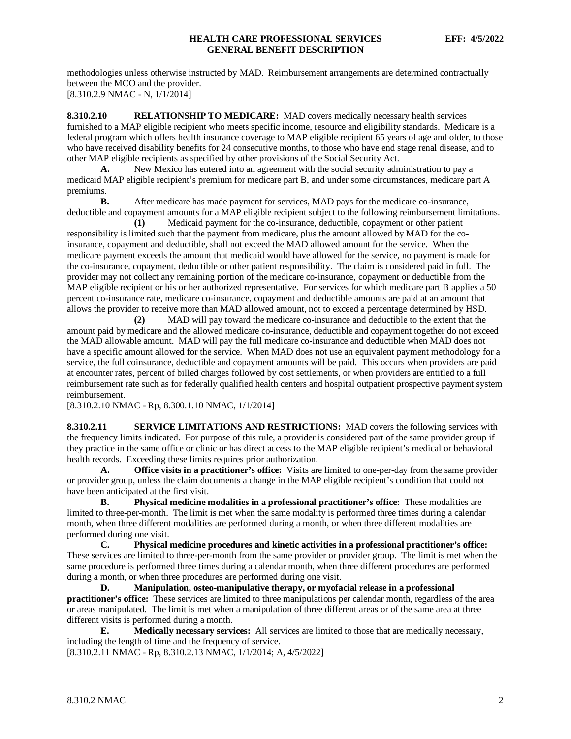methodologies unless otherwise instructed by MAD. Reimbursement arrangements are determined contractually between the MCO and the provider.
[8.310.2.9 NMAC - N, 1/1/2014]

**8.310.2.10 RELATIONSHIP TO MEDICARE:** MAD covers medically necessary health services furnished to a MAP eligible recipient who meets specific income, resource and eligibility standards. Medicare is a federal program which offers health insurance coverage to MAP eligible recipient 65 years of age and older, to those who have received disability benefits for 24 consecutive months, to those who have end stage renal disease, and to other MAP eligible recipients as specified by other provisions of the Social Security Act.

**A.** New Mexico has entered into an agreement with the social security administration to pay a medicaid MAP eligible recipient's premium for medicare part B, and under some circumstances, medicare part A premiums.

**B.** After medicare has made payment for services, MAD pays for the medicare co-insurance, deductible and copayment amounts for a MAP eligible recipient subject to the following reimbursement limitations.

**(1)** Medicaid payment for the co-insurance, deductible, copayment or other patient responsibility is limited such that the payment from medicare, plus the amount allowed by MAD for the co-insurance, copayment and deductible, shall not exceed the MAD allowed amount for the service. When the medicare payment exceeds the amount that medicaid would have allowed for the service, no payment is made for the co-insurance, copayment, deductible or other patient responsibility. The claim is considered paid in full. The provider may not collect any remaining portion of the medicare co-insurance, copayment or deductible from the MAP eligible recipient or his or her authorized representative. For services for which medicare part B applies a 50 percent co-insurance rate, medicare co-insurance, copayment and deductible amounts are paid at an amount that allows the provider to receive more than MAD allowed amount, not to exceed a percentage determined by HSD.

**(2)** MAD will pay toward the medicare co-insurance and deductible to the extent that the amount paid by medicare and the allowed medicare co-insurance, deductible and copayment together do not exceed the MAD allowable amount. MAD will pay the full medicare co-insurance and deductible when MAD does not have a specific amount allowed for the service. When MAD does not use an equivalent payment methodology for a service, the full coinsurance, deductible and copayment amounts will be paid. This occurs when providers are paid at encounter rates, percent of billed charges followed by cost settlements, or when providers are entitled to a full reimbursement rate such as for federally qualified health centers and hospital outpatient prospective payment system reimbursement.
[8.310.2.10 NMAC - Rp, 8.300.1.10 NMAC, 1/1/2014]

**8.310.2.11 SERVICE LIMITATIONS AND RESTRICTIONS:** MAD covers the following services with the frequency limits indicated. For purpose of this rule, a provider is considered part of the same provider group if they practice in the same office or clinic or has direct access to the MAP eligible recipient's medical or behavioral health records. Exceeding these limits requires prior authorization.

**A. Office visits in a practitioner's office:** Visits are limited to one-per-day from the same provider or provider group, unless the claim documents a change in the MAP eligible recipient's condition that could not have been anticipated at the first visit.

**B. Physical medicine modalities in a professional practitioner's office:** These modalities are limited to three-per-month. The limit is met when the same modality is performed three times during a calendar month, when three different modalities are performed during a month, or when three different modalities are performed during one visit.

**C. Physical medicine procedures and kinetic activities in a professional practitioner's office:** These services are limited to three-per-month from the same provider or provider group. The limit is met when the same procedure is performed three times during a calendar month, when three different procedures are performed during a month, or when three procedures are performed during one visit.

**D. Manipulation, osteo-manipulative therapy, or myofacial release in a professional practitioner's office:** These services are limited to three manipulations per calendar month, regardless of the area or areas manipulated. The limit is met when a manipulation of three different areas or of the same area at three different visits is performed during a month.

**E. Medically necessary services:** All services are limited to those that are medically necessary, including the length of time and the frequency of service.
[8.310.2.11 NMAC - Rp, 8.310.2.13 NMAC, 1/1/2014; A, 4/5/2022]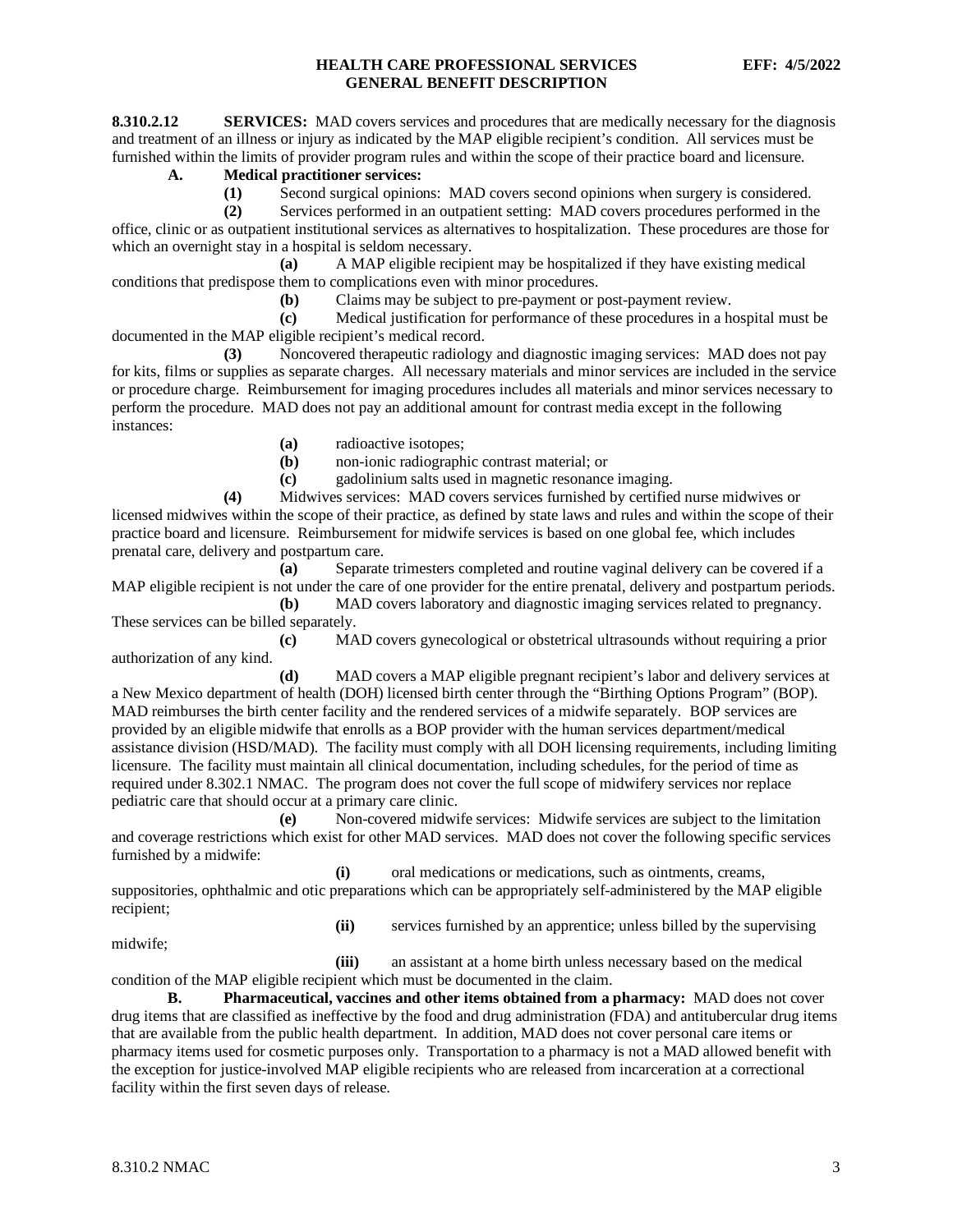**8.310.2.12 SERVICES:** MAD covers services and procedures that are medically necessary for the diagnosis and treatment of an illness or injury as indicated by the MAP eligible recipient's condition. All services must be furnished within the limits of provider program rules and within the scope of their practice board and licensure.

**A. Medical practitioner services:**

**(1)** Second surgical opinions: MAD covers second opinions when surgery is considered.

**(2)** Services performed in an outpatient setting: MAD covers procedures performed in the office, clinic or as outpatient institutional services as alternatives to hospitalization. These procedures are those for which an overnight stay in a hospital is seldom necessary.

**(a)** A MAP eligible recipient may be hospitalized if they have existing medical conditions that predispose them to complications even with minor procedures.

**(b)** Claims may be subject to pre-payment or post-payment review.

**(c)** Medical justification for performance of these procedures in a hospital must be documented in the MAP eligible recipient's medical record.

**(3)** Noncovered therapeutic radiology and diagnostic imaging services: MAD does not pay for kits, films or supplies as separate charges. All necessary materials and minor services are included in the service or procedure charge. Reimbursement for imaging procedures includes all materials and minor services necessary to perform the procedure. MAD does not pay an additional amount for contrast media except in the following instances:

**(a)** radioactive isotopes;

**(b)** non-ionic radiographic contrast material; or

**(c)** gadolinium salts used in magnetic resonance imaging.

**(4)** Midwives services: MAD covers services furnished by certified nurse midwives or licensed midwives within the scope of their practice, as defined by state laws and rules and within the scope of their practice board and licensure. Reimbursement for midwife services is based on one global fee, which includes prenatal care, delivery and postpartum care.

**(a)** Separate trimesters completed and routine vaginal delivery can be covered if a MAP eligible recipient is not under the care of one provider for the entire prenatal, delivery and postpartum periods.

**(b)** MAD covers laboratory and diagnostic imaging services related to pregnancy. These services can be billed separately.

**(c)** MAD covers gynecological or obstetrical ultrasounds without requiring a prior authorization of any kind.

**(d)** MAD covers a MAP eligible pregnant recipient's labor and delivery services at a New Mexico department of health (DOH) licensed birth center through the "Birthing Options Program" (BOP). MAD reimburses the birth center facility and the rendered services of a midwife separately. BOP services are provided by an eligible midwife that enrolls as a BOP provider with the human services department/medical assistance division (HSD/MAD). The facility must comply with all DOH licensing requirements, including limiting licensure. The facility must maintain all clinical documentation, including schedules, for the period of time as required under 8.302.1 NMAC. The program does not cover the full scope of midwifery services nor replace pediatric care that should occur at a primary care clinic.

**(e)** Non-covered midwife services: Midwife services are subject to the limitation and coverage restrictions which exist for other MAD services. MAD does not cover the following specific services furnished by a midwife:

**(i)** oral medications or medications, such as ointments, creams, suppositories, ophthalmic and otic preparations which can be appropriately self-administered by the MAP eligible recipient;

**(ii)** services furnished by an apprentice; unless billed by the supervising midwife;

**(iii)** an assistant at a home birth unless necessary based on the medical condition of the MAP eligible recipient which must be documented in the claim.

**B. Pharmaceutical, vaccines and other items obtained from a pharmacy:** MAD does not cover drug items that are classified as ineffective by the food and drug administration (FDA) and antitubercular drug items that are available from the public health department. In addition, MAD does not cover personal care items or pharmacy items used for cosmetic purposes only. Transportation to a pharmacy is not a MAD allowed benefit with the exception for justice-involved MAP eligible recipients who are released from incarceration at a correctional facility within the first seven days of release.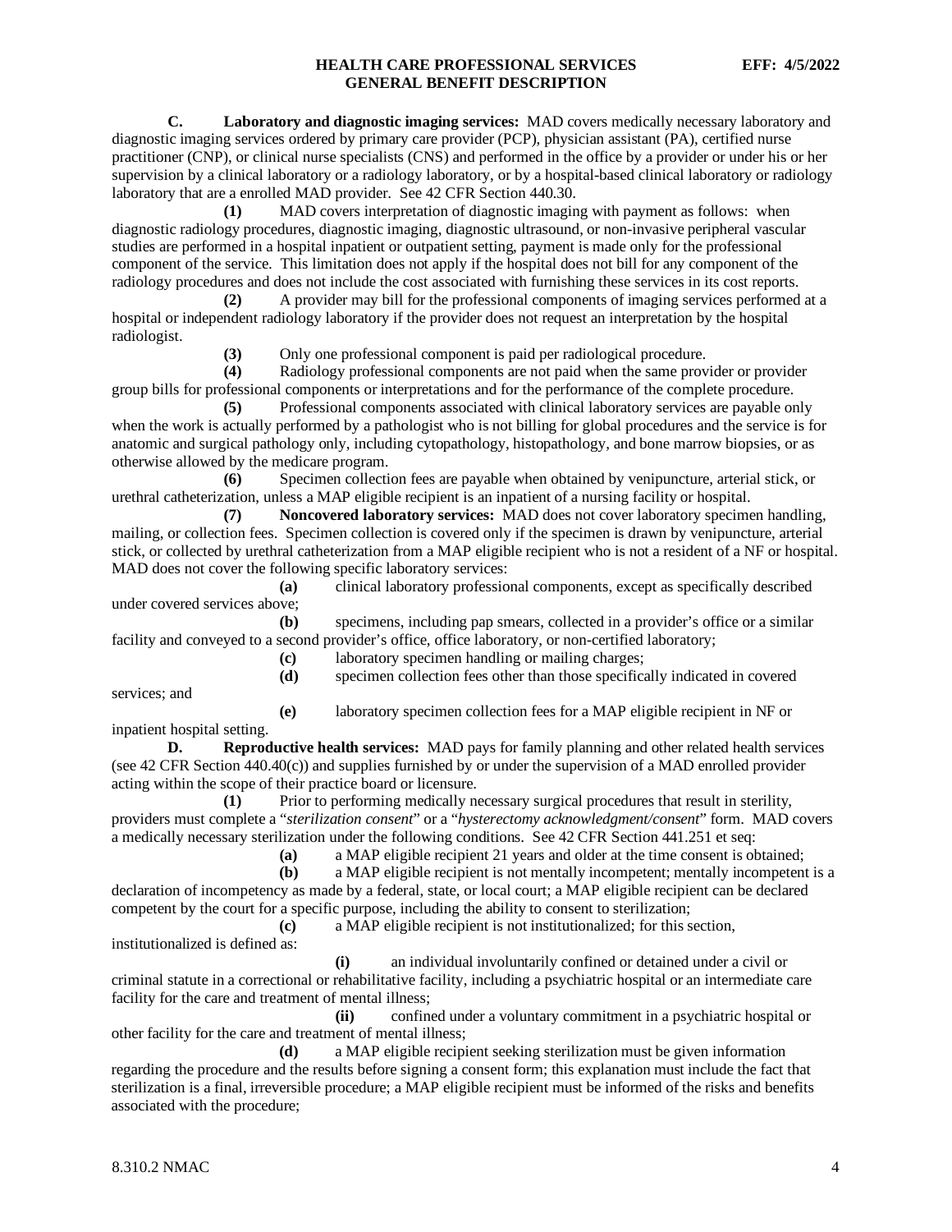**C. Laboratory and diagnostic imaging services:** MAD covers medically necessary laboratory and diagnostic imaging services ordered by primary care provider (PCP), physician assistant (PA), certified nurse practitioner (CNP), or clinical nurse specialists (CNS) and performed in the office by a provider or under his or her supervision by a clinical laboratory or a radiology laboratory, or by a hospital-based clinical laboratory or radiology laboratory that are a enrolled MAD provider. See 42 CFR Section 440.30.

**(1)** MAD covers interpretation of diagnostic imaging with payment as follows: when diagnostic radiology procedures, diagnostic imaging, diagnostic ultrasound, or non-invasive peripheral vascular studies are performed in a hospital inpatient or outpatient setting, payment is made only for the professional component of the service. This limitation does not apply if the hospital does not bill for any component of the radiology procedures and does not include the cost associated with furnishing these services in its cost reports.

**(2)** A provider may bill for the professional components of imaging services performed at a hospital or independent radiology laboratory if the provider does not request an interpretation by the hospital radiologist.

**(3)** Only one professional component is paid per radiological procedure.

**(4)** Radiology professional components are not paid when the same provider or provider group bills for professional components or interpretations and for the performance of the complete procedure.

**(5)** Professional components associated with clinical laboratory services are payable only when the work is actually performed by a pathologist who is not billing for global procedures and the service is for anatomic and surgical pathology only, including cytopathology, histopathology, and bone marrow biopsies, or as otherwise allowed by the medicare program.

**(6)** Specimen collection fees are payable when obtained by venipuncture, arterial stick, or urethral catheterization, unless a MAP eligible recipient is an inpatient of a nursing facility or hospital.

**(7) Noncovered laboratory services:** MAD does not cover laboratory specimen handling, mailing, or collection fees. Specimen collection is covered only if the specimen is drawn by venipuncture, arterial stick, or collected by urethral catheterization from a MAP eligible recipient who is not a resident of a NF or hospital. MAD does not cover the following specific laboratory services:

**(a)** clinical laboratory professional components, except as specifically described under covered services above;

**(b)** specimens, including pap smears, collected in a provider's office or a similar facility and conveyed to a second provider's office, office laboratory, or non-certified laboratory;

**(c)** laboratory specimen handling or mailing charges;

**(d)** specimen collection fees other than those specifically indicated in covered services; and

**(e)** laboratory specimen collection fees for a MAP eligible recipient in NF or inpatient hospital setting.

**D. Reproductive health services:** MAD pays for family planning and other related health services (see 42 CFR Section 440.40(c)) and supplies furnished by or under the supervision of a MAD enrolled provider acting within the scope of their practice board or licensure.

**(1)** Prior to performing medically necessary surgical procedures that result in sterility, providers must complete a "*sterilization consent*" or a "*hysterectomy acknowledgment/consent*" form. MAD covers a medically necessary sterilization under the following conditions. See 42 CFR Section 441.251 et seq:

**(a)** a MAP eligible recipient 21 years and older at the time consent is obtained;

**(b)** a MAP eligible recipient is not mentally incompetent; mentally incompetent is a declaration of incompetency as made by a federal, state, or local court; a MAP eligible recipient can be declared competent by the court for a specific purpose, including the ability to consent to sterilization;

**(c)** a MAP eligible recipient is not institutionalized; for this section, institutionalized is defined as:

**(i)** an individual involuntarily confined or detained under a civil or criminal statute in a correctional or rehabilitative facility, including a psychiatric hospital or an intermediate care facility for the care and treatment of mental illness;

**(ii)** confined under a voluntary commitment in a psychiatric hospital or other facility for the care and treatment of mental illness;

**(d)** a MAP eligible recipient seeking sterilization must be given information regarding the procedure and the results before signing a consent form; this explanation must include the fact that sterilization is a final, irreversible procedure; a MAP eligible recipient must be informed of the risks and benefits associated with the procedure;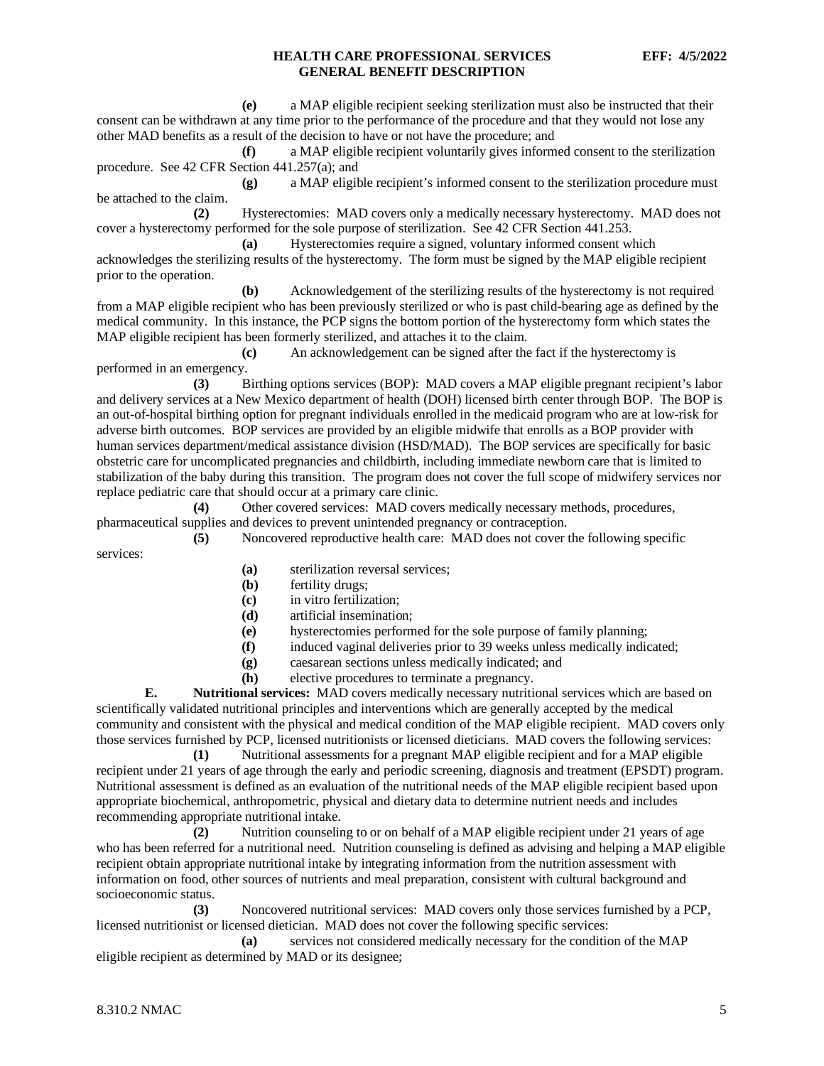**(e)** a MAP eligible recipient seeking sterilization must also be instructed that their consent can be withdrawn at any time prior to the performance of the procedure and that they would not lose any other MAD benefits as a result of the decision to have or not have the procedure; and

**(f)** a MAP eligible recipient voluntarily gives informed consent to the sterilization procedure. See 42 CFR Section 441.257(a); and

**(g)** a MAP eligible recipient's informed consent to the sterilization procedure must be attached to the claim.

**(2)** Hysterectomies: MAD covers only a medically necessary hysterectomy. MAD does not cover a hysterectomy performed for the sole purpose of sterilization. See 42 CFR Section 441.253.

**(a)** Hysterectomies require a signed, voluntary informed consent which acknowledges the sterilizing results of the hysterectomy. The form must be signed by the MAP eligible recipient prior to the operation.

**(b)** Acknowledgement of the sterilizing results of the hysterectomy is not required from a MAP eligible recipient who has been previously sterilized or who is past child-bearing age as defined by the medical community. In this instance, the PCP signs the bottom portion of the hysterectomy form which states the MAP eligible recipient has been formerly sterilized, and attaches it to the claim.

**(c)** An acknowledgement can be signed after the fact if the hysterectomy is performed in an emergency.

**(3)** Birthing options services (BOP): MAD covers a MAP eligible pregnant recipient's labor and delivery services at a New Mexico department of health (DOH) licensed birth center through BOP. The BOP is an out-of-hospital birthing option for pregnant individuals enrolled in the medicaid program who are at low-risk for adverse birth outcomes. BOP services are provided by an eligible midwife that enrolls as a BOP provider with human services department/medical assistance division (HSD/MAD). The BOP services are specifically for basic obstetric care for uncomplicated pregnancies and childbirth, including immediate newborn care that is limited to stabilization of the baby during this transition. The program does not cover the full scope of midwifery services nor replace pediatric care that should occur at a primary care clinic.

**(4)** Other covered services: MAD covers medically necessary methods, procedures, pharmaceutical supplies and devices to prevent unintended pregnancy or contraception.

**(5)** Noncovered reproductive health care: MAD does not cover the following specific services:

**(a)** sterilization reversal services;
**(b)** fertility drugs;
**(c)** in vitro fertilization;
**(d)** artificial insemination;
**(e)** hysterectomies performed for the sole purpose of family planning;
**(f)** induced vaginal deliveries prior to 39 weeks unless medically indicated;
**(g)** caesarean sections unless medically indicated; and
**(h)** elective procedures to terminate a pregnancy.

**E. Nutritional services:** MAD covers medically necessary nutritional services which are based on scientifically validated nutritional principles and interventions which are generally accepted by the medical community and consistent with the physical and medical condition of the MAP eligible recipient. MAD covers only those services furnished by PCP, licensed nutritionists or licensed dieticians. MAD covers the following services:

**(1)** Nutritional assessments for a pregnant MAP eligible recipient and for a MAP eligible recipient under 21 years of age through the early and periodic screening, diagnosis and treatment (EPSDT) program. Nutritional assessment is defined as an evaluation of the nutritional needs of the MAP eligible recipient based upon appropriate biochemical, anthropometric, physical and dietary data to determine nutrient needs and includes recommending appropriate nutritional intake.

**(2)** Nutrition counseling to or on behalf of a MAP eligible recipient under 21 years of age who has been referred for a nutritional need. Nutrition counseling is defined as advising and helping a MAP eligible recipient obtain appropriate nutritional intake by integrating information from the nutrition assessment with information on food, other sources of nutrients and meal preparation, consistent with cultural background and socioeconomic status.

**(3)** Noncovered nutritional services: MAD covers only those services furnished by a PCP, licensed nutritionist or licensed dietician. MAD does not cover the following specific services:

**(a)** services not considered medically necessary for the condition of the MAP eligible recipient as determined by MAD or its designee;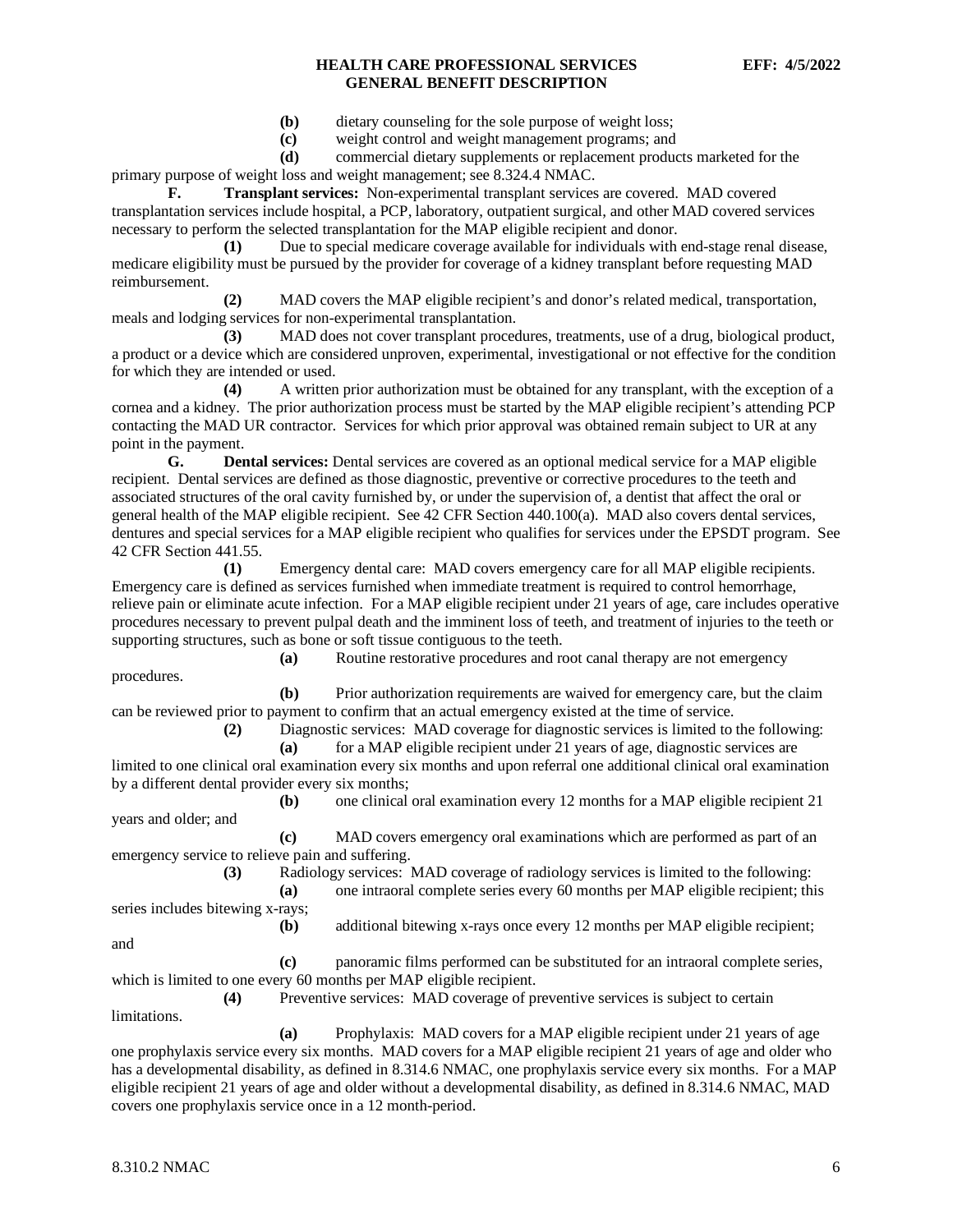**(b)** dietary counseling for the sole purpose of weight loss;

**(c)** weight control and weight management programs; and

**(d)** commercial dietary supplements or replacement products marketed for the primary purpose of weight loss and weight management; see 8.324.4 NMAC.

**F. Transplant services:** Non-experimental transplant services are covered. MAD covered transplantation services include hospital, a PCP, laboratory, outpatient surgical, and other MAD covered services necessary to perform the selected transplantation for the MAP eligible recipient and donor.

**(1)** Due to special medicare coverage available for individuals with end-stage renal disease, medicare eligibility must be pursued by the provider for coverage of a kidney transplant before requesting MAD reimbursement.

**(2)** MAD covers the MAP eligible recipient's and donor's related medical, transportation, meals and lodging services for non-experimental transplantation.

**(3)** MAD does not cover transplant procedures, treatments, use of a drug, biological product, a product or a device which are considered unproven, experimental, investigational or not effective for the condition for which they are intended or used.

**(4)** A written prior authorization must be obtained for any transplant, with the exception of a cornea and a kidney. The prior authorization process must be started by the MAP eligible recipient's attending PCP contacting the MAD UR contractor. Services for which prior approval was obtained remain subject to UR at any point in the payment.

**G. Dental services:** Dental services are covered as an optional medical service for a MAP eligible recipient. Dental services are defined as those diagnostic, preventive or corrective procedures to the teeth and associated structures of the oral cavity furnished by, or under the supervision of, a dentist that affect the oral or general health of the MAP eligible recipient. See 42 CFR Section 440.100(a). MAD also covers dental services, dentures and special services for a MAP eligible recipient who qualifies for services under the EPSDT program. See 42 CFR Section 441.55.

**(1)** Emergency dental care: MAD covers emergency care for all MAP eligible recipients. Emergency care is defined as services furnished when immediate treatment is required to control hemorrhage, relieve pain or eliminate acute infection. For a MAP eligible recipient under 21 years of age, care includes operative procedures necessary to prevent pulpal death and the imminent loss of teeth, and treatment of injuries to the teeth or supporting structures, such as bone or soft tissue contiguous to the teeth.

**(a)** Routine restorative procedures and root canal therapy are not emergency procedures.

**(b)** Prior authorization requirements are waived for emergency care, but the claim can be reviewed prior to payment to confirm that an actual emergency existed at the time of service.

**(2)** Diagnostic services: MAD coverage for diagnostic services is limited to the following:

**(a)** for a MAP eligible recipient under 21 years of age, diagnostic services are limited to one clinical oral examination every six months and upon referral one additional clinical oral examination by a different dental provider every six months;

**(b)** one clinical oral examination every 12 months for a MAP eligible recipient 21 years and older; and

**(c)** MAD covers emergency oral examinations which are performed as part of an emergency service to relieve pain and suffering.

**(3)** Radiology services: MAD coverage of radiology services is limited to the following:

**(a)** one intraoral complete series every 60 months per MAP eligible recipient; this series includes bitewing x-rays;

**(b)** additional bitewing x-rays once every 12 months per MAP eligible recipient; and

**(c)** panoramic films performed can be substituted for an intraoral complete series, which is limited to one every 60 months per MAP eligible recipient.

**(4)** Preventive services: MAD coverage of preventive services is subject to certain limitations.

**(a)** Prophylaxis: MAD covers for a MAP eligible recipient under 21 years of age one prophylaxis service every six months. MAD covers for a MAP eligible recipient 21 years of age and older who has a developmental disability, as defined in 8.314.6 NMAC, one prophylaxis service every six months. For a MAP eligible recipient 21 years of age and older without a developmental disability, as defined in 8.314.6 NMAC, MAD covers one prophylaxis service once in a 12 month-period.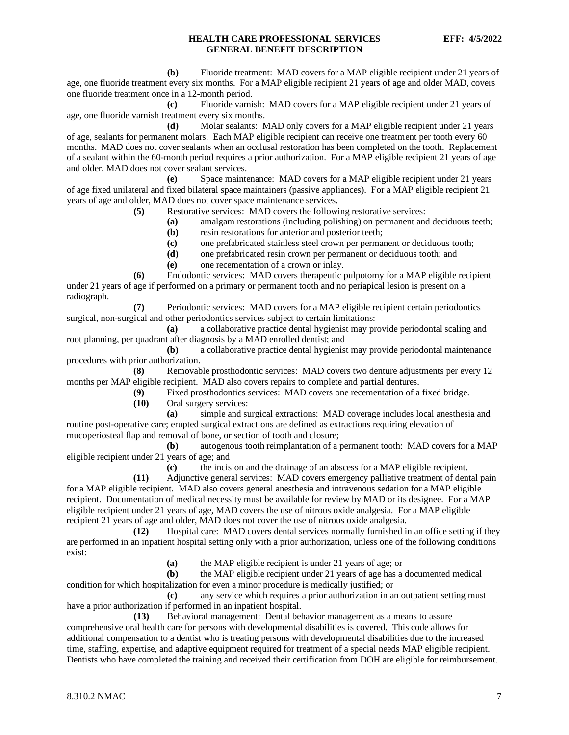**(b)** Fluoride treatment: MAD covers for a MAP eligible recipient under 21 years of age, one fluoride treatment every six months. For a MAP eligible recipient 21 years of age and older MAD, covers one fluoride treatment once in a 12-month period.

**(c)** Fluoride varnish: MAD covers for a MAP eligible recipient under 21 years of age, one fluoride varnish treatment every six months.

**(d)** Molar sealants: MAD only covers for a MAP eligible recipient under 21 years of age, sealants for permanent molars. Each MAP eligible recipient can receive one treatment per tooth every 60 months. MAD does not cover sealants when an occlusal restoration has been completed on the tooth. Replacement of a sealant within the 60-month period requires a prior authorization. For a MAP eligible recipient 21 years of age and older, MAD does not cover sealant services.

**(e)** Space maintenance: MAD covers for a MAP eligible recipient under 21 years of age fixed unilateral and fixed bilateral space maintainers (passive appliances). For a MAP eligible recipient 21 years of age and older, MAD does not cover space maintenance services.

**(5)** Restorative services: MAD covers the following restorative services:

**(a)** amalgam restorations (including polishing) on permanent and deciduous teeth;

**(b)** resin restorations for anterior and posterior teeth;

**(c)** one prefabricated stainless steel crown per permanent or deciduous tooth;

**(d)** one prefabricated resin crown per permanent or deciduous tooth; and

**(e)** one recementation of a crown or inlay.

**(6)** Endodontic services: MAD covers therapeutic pulpotomy for a MAP eligible recipient under 21 years of age if performed on a primary or permanent tooth and no periapical lesion is present on a radiograph.

**(7)** Periodontic services: MAD covers for a MAP eligible recipient certain periodontics surgical, non-surgical and other periodontics services subject to certain limitations:

**(a)** a collaborative practice dental hygienist may provide periodontal scaling and root planning, per quadrant after diagnosis by a MAD enrolled dentist; and

**(b)** a collaborative practice dental hygienist may provide periodontal maintenance procedures with prior authorization.

**(8)** Removable prosthodontic services: MAD covers two denture adjustments per every 12 months per MAP eligible recipient. MAD also covers repairs to complete and partial dentures.

**(9)** Fixed prosthodontics services: MAD covers one recementation of a fixed bridge.

**(10)** Oral surgery services:

**(a)** simple and surgical extractions: MAD coverage includes local anesthesia and routine post-operative care; erupted surgical extractions are defined as extractions requiring elevation of mucoperiosteal flap and removal of bone, or section of tooth and closure;

**(b)** autogenous tooth reimplantation of a permanent tooth: MAD covers for a MAP eligible recipient under 21 years of age; and

**(c)** the incision and the drainage of an abscess for a MAP eligible recipient.

**(11)** Adjunctive general services: MAD covers emergency palliative treatment of dental pain for a MAP eligible recipient. MAD also covers general anesthesia and intravenous sedation for a MAP eligible recipient. Documentation of medical necessity must be available for review by MAD or its designee. For a MAP eligible recipient under 21 years of age, MAD covers the use of nitrous oxide analgesia. For a MAP eligible recipient 21 years of age and older, MAD does not cover the use of nitrous oxide analgesia.

**(12)** Hospital care: MAD covers dental services normally furnished in an office setting if they are performed in an inpatient hospital setting only with a prior authorization, unless one of the following conditions exist:

**(a)** the MAP eligible recipient is under 21 years of age; or

**(b)** the MAP eligible recipient under 21 years of age has a documented medical condition for which hospitalization for even a minor procedure is medically justified; or

**(c)** any service which requires a prior authorization in an outpatient setting must have a prior authorization if performed in an inpatient hospital.

**(13)** Behavioral management: Dental behavior management as a means to assure comprehensive oral health care for persons with developmental disabilities is covered. This code allows for additional compensation to a dentist who is treating persons with developmental disabilities due to the increased time, staffing, expertise, and adaptive equipment required for treatment of a special needs MAP eligible recipient. Dentists who have completed the training and received their certification from DOH are eligible for reimbursement.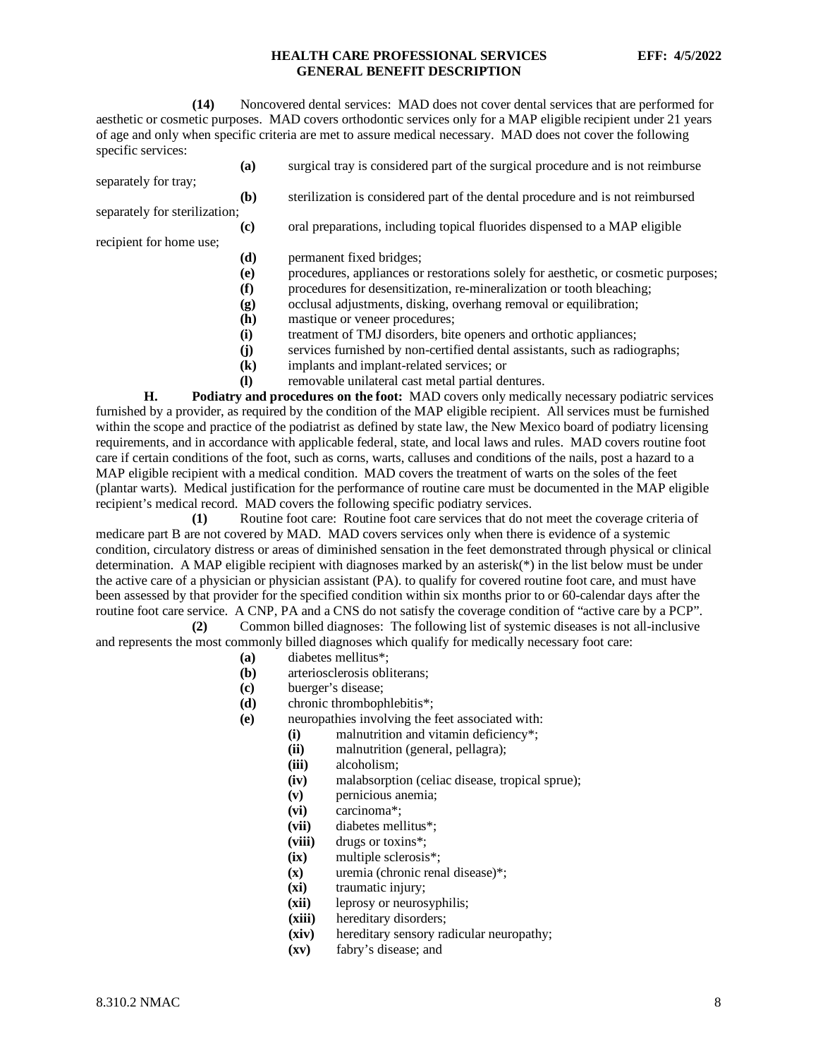**(14)** Noncovered dental services: MAD does not cover dental services that are performed for aesthetic or cosmetic purposes. MAD covers orthodontic services only for a MAP eligible recipient under 21 years of age and only when specific criteria are met to assure medical necessary. MAD does not cover the following specific services:

**(a)** surgical tray is considered part of the surgical procedure and is not reimburse separately for tray;

**(b)** sterilization is considered part of the dental procedure and is not reimbursed separately for sterilization;

**(c)** oral preparations, including topical fluorides dispensed to a MAP eligible recipient for home use;

**(d)** permanent fixed bridges;

**(e)** procedures, appliances or restorations solely for aesthetic, or cosmetic purposes;

**(f)** procedures for desensitization, re-mineralization or tooth bleaching;

**(g)** occlusal adjustments, disking, overhang removal or equilibration;

**(h)** mastique or veneer procedures;

**(i)** treatment of TMJ disorders, bite openers and orthotic appliances;

**(j)** services furnished by non-certified dental assistants, such as radiographs;

**(k)** implants and implant-related services; or

**(l)** removable unilateral cast metal partial dentures.

**H. Podiatry and procedures on the foot:** MAD covers only medically necessary podiatric services furnished by a provider, as required by the condition of the MAP eligible recipient. All services must be furnished within the scope and practice of the podiatrist as defined by state law, the New Mexico board of podiatry licensing requirements, and in accordance with applicable federal, state, and local laws and rules. MAD covers routine foot care if certain conditions of the foot, such as corns, warts, calluses and conditions of the nails, post a hazard to a MAP eligible recipient with a medical condition. MAD covers the treatment of warts on the soles of the feet (plantar warts). Medical justification for the performance of routine care must be documented in the MAP eligible recipient's medical record. MAD covers the following specific podiatry services.

**(1)** Routine foot care: Routine foot care services that do not meet the coverage criteria of medicare part B are not covered by MAD. MAD covers services only when there is evidence of a systemic condition, circulatory distress or areas of diminished sensation in the feet demonstrated through physical or clinical determination. A MAP eligible recipient with diagnoses marked by an asterisk(*) in the list below must be under the active care of a physician or physician assistant (PA). to qualify for covered routine foot care, and must have been assessed by that provider for the specified condition within six months prior to or 60-calendar days after the routine foot care service. A CNP, PA and a CNS do not satisfy the coverage condition of "active care by a PCP".

**(2)** Common billed diagnoses: The following list of systemic diseases is not all-inclusive and represents the most commonly billed diagnoses which qualify for medically necessary foot care:

**(a)** diabetes mellitus*;

**(b)** arteriosclerosis obliterans;

**(c)** buerger's disease;

**(d)** chronic thrombophlebitis*;

**(e)** neuropathies involving the feet associated with:

- **(i)** malnutrition and vitamin deficiency*;
- **(ii)** malnutrition (general, pellagra);
- **(iii)** alcoholism;
- **(iv)** malabsorption (celiac disease, tropical sprue);
- **(v)** pernicious anemia;
- **(vi)** carcinoma*;
- **(vii)** diabetes mellitus*;
- **(viii)** drugs or toxins*;
- **(ix)** multiple sclerosis*;
- **(x)** uremia (chronic renal disease)*;
- **(xi)** traumatic injury;
- **(xii)** leprosy or neurosyphilis;
- **(xiii)** hereditary disorders;
- **(xiv)** hereditary sensory radicular neuropathy;
- **(xv)** fabry's disease; and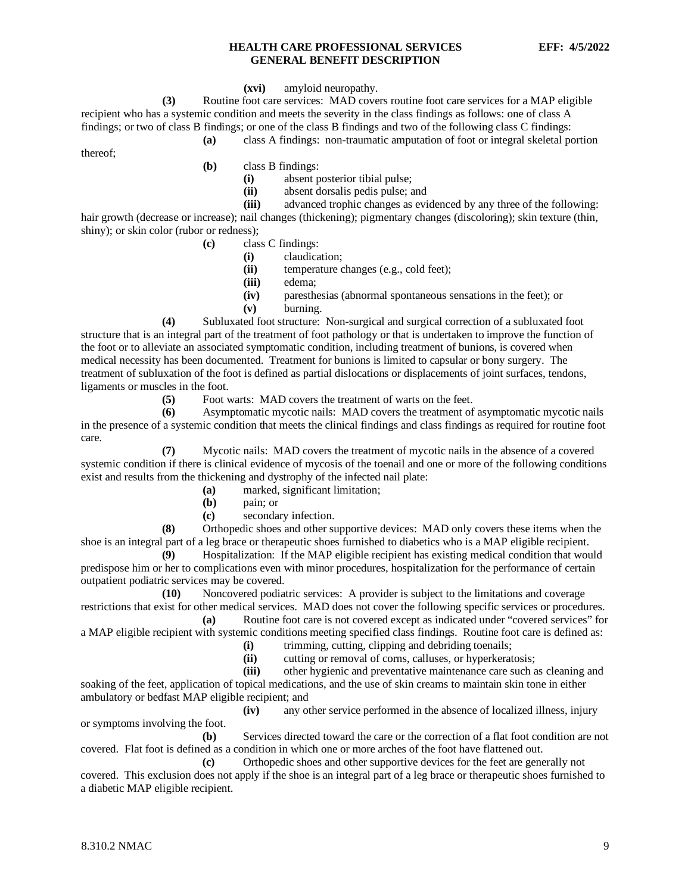**(xvi)** amyloid neuropathy.

**(3)** Routine foot care services: MAD covers routine foot care services for a MAP eligible recipient who has a systemic condition and meets the severity in the class findings as follows: one of class A findings; or two of class B findings; or one of the class B findings and two of the following class C findings:

**(a)** class A findings: non-traumatic amputation of foot or integral skeletal portion thereof;

**(b)** class B findings:

**(i)** absent posterior tibial pulse;

**(ii)** absent dorsalis pedis pulse; and

**(iii)** advanced trophic changes as evidenced by any three of the following: hair growth (decrease or increase); nail changes (thickening); pigmentary changes (discoloring); skin texture (thin, shiny); or skin color (rubor or redness);

**(c)** class C findings:

**(i)** claudication;

**(ii)** temperature changes (e.g., cold feet);

**(iii)** edema;

**(iv)** paresthesias (abnormal spontaneous sensations in the feet); or

**(v)** burning.

**(4)** Subluxated foot structure: Non-surgical and surgical correction of a subluxated foot structure that is an integral part of the treatment of foot pathology or that is undertaken to improve the function of the foot or to alleviate an associated symptomatic condition, including treatment of bunions, is covered when medical necessity has been documented. Treatment for bunions is limited to capsular or bony surgery. The treatment of subluxation of the foot is defined as partial dislocations or displacements of joint surfaces, tendons, ligaments or muscles in the foot.

**(5)** Foot warts: MAD covers the treatment of warts on the feet.

**(6)** Asymptomatic mycotic nails: MAD covers the treatment of asymptomatic mycotic nails in the presence of a systemic condition that meets the clinical findings and class findings as required for routine foot care.

**(7)** Mycotic nails: MAD covers the treatment of mycotic nails in the absence of a covered systemic condition if there is clinical evidence of mycosis of the toenail and one or more of the following conditions exist and results from the thickening and dystrophy of the infected nail plate:

**(a)** marked, significant limitation;

**(b)** pain; or

**(c)** secondary infection.

**(8)** Orthopedic shoes and other supportive devices: MAD only covers these items when the shoe is an integral part of a leg brace or therapeutic shoes furnished to diabetics who is a MAP eligible recipient.

**(9)** Hospitalization: If the MAP eligible recipient has existing medical condition that would predispose him or her to complications even with minor procedures, hospitalization for the performance of certain outpatient podiatric services may be covered.

**(10)** Noncovered podiatric services: A provider is subject to the limitations and coverage restrictions that exist for other medical services. MAD does not cover the following specific services or procedures.

**(a)** Routine foot care is not covered except as indicated under "covered services" for a MAP eligible recipient with systemic conditions meeting specified class findings. Routine foot care is defined as:

**(i)** trimming, cutting, clipping and debriding toenails;

**(ii)** cutting or removal of corns, calluses, or hyperkeratosis;

**(iii)** other hygienic and preventative maintenance care such as cleaning and soaking of the feet, application of topical medications, and the use of skin creams to maintain skin tone in either ambulatory or bedfast MAP eligible recipient; and

**(iv)** any other service performed in the absence of localized illness, injury or symptoms involving the foot.

**(b)** Services directed toward the care or the correction of a flat foot condition are not covered. Flat foot is defined as a condition in which one or more arches of the foot have flattened out.

**(c)** Orthopedic shoes and other supportive devices for the feet are generally not covered. This exclusion does not apply if the shoe is an integral part of a leg brace or therapeutic shoes furnished to a diabetic MAP eligible recipient.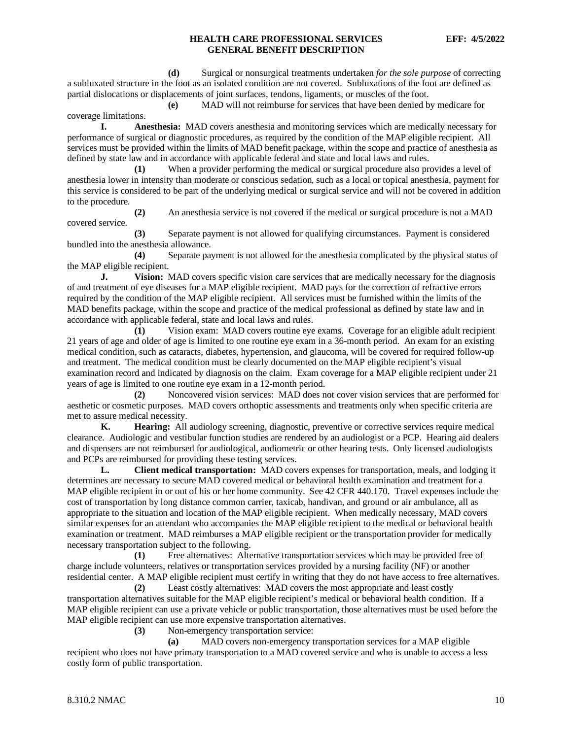**(d)** Surgical or nonsurgical treatments undertaken *for the sole purpose* of correcting a subluxated structure in the foot as an isolated condition are not covered. Subluxations of the foot are defined as partial dislocations or displacements of joint surfaces, tendons, ligaments, or muscles of the foot.

**(e)** MAD will not reimburse for services that have been denied by medicare for coverage limitations.

**I. Anesthesia:** MAD covers anesthesia and monitoring services which are medically necessary for performance of surgical or diagnostic procedures, as required by the condition of the MAP eligible recipient. All services must be provided within the limits of MAD benefit package, within the scope and practice of anesthesia as defined by state law and in accordance with applicable federal and state and local laws and rules.

**(1)** When a provider performing the medical or surgical procedure also provides a level of anesthesia lower in intensity than moderate or conscious sedation, such as a local or topical anesthesia, payment for this service is considered to be part of the underlying medical or surgical service and will not be covered in addition to the procedure.

**(2)** An anesthesia service is not covered if the medical or surgical procedure is not a MAD covered service.

**(3)** Separate payment is not allowed for qualifying circumstances. Payment is considered bundled into the anesthesia allowance.

**(4)** Separate payment is not allowed for the anesthesia complicated by the physical status of the MAP eligible recipient.

**J. Vision:** MAD covers specific vision care services that are medically necessary for the diagnosis of and treatment of eye diseases for a MAP eligible recipient. MAD pays for the correction of refractive errors required by the condition of the MAP eligible recipient. All services must be furnished within the limits of the MAD benefits package, within the scope and practice of the medical professional as defined by state law and in accordance with applicable federal, state and local laws and rules.

**(1)** Vision exam: MAD covers routine eye exams. Coverage for an eligible adult recipient 21 years of age and older of age is limited to one routine eye exam in a 36-month period. An exam for an existing medical condition, such as cataracts, diabetes, hypertension, and glaucoma, will be covered for required follow-up and treatment. The medical condition must be clearly documented on the MAP eligible recipient's visual examination record and indicated by diagnosis on the claim. Exam coverage for a MAP eligible recipient under 21 years of age is limited to one routine eye exam in a 12-month period.

**(2)** Noncovered vision services: MAD does not cover vision services that are performed for aesthetic or cosmetic purposes. MAD covers orthoptic assessments and treatments only when specific criteria are met to assure medical necessity.

**K. Hearing:** All audiology screening, diagnostic, preventive or corrective services require medical clearance. Audiologic and vestibular function studies are rendered by an audiologist or a PCP. Hearing aid dealers and dispensers are not reimbursed for audiological, audiometric or other hearing tests. Only licensed audiologists and PCPs are reimbursed for providing these testing services.

**L. Client medical transportation:** MAD covers expenses for transportation, meals, and lodging it determines are necessary to secure MAD covered medical or behavioral health examination and treatment for a MAP eligible recipient in or out of his or her home community. See 42 CFR 440.170. Travel expenses include the cost of transportation by long distance common carrier, taxicab, handivan, and ground or air ambulance, all as appropriate to the situation and location of the MAP eligible recipient. When medically necessary, MAD covers similar expenses for an attendant who accompanies the MAP eligible recipient to the medical or behavioral health examination or treatment. MAD reimburses a MAP eligible recipient or the transportation provider for medically necessary transportation subject to the following.

**(1)** Free alternatives: Alternative transportation services which may be provided free of charge include volunteers, relatives or transportation services provided by a nursing facility (NF) or another residential center. A MAP eligible recipient must certify in writing that they do not have access to free alternatives.

**(2)** Least costly alternatives: MAD covers the most appropriate and least costly transportation alternatives suitable for the MAP eligible recipient's medical or behavioral health condition. If a MAP eligible recipient can use a private vehicle or public transportation, those alternatives must be used before the MAP eligible recipient can use more expensive transportation alternatives.

**(3)** Non-emergency transportation service:

**(a)** MAD covers non-emergency transportation services for a MAP eligible recipient who does not have primary transportation to a MAD covered service and who is unable to access a less costly form of public transportation.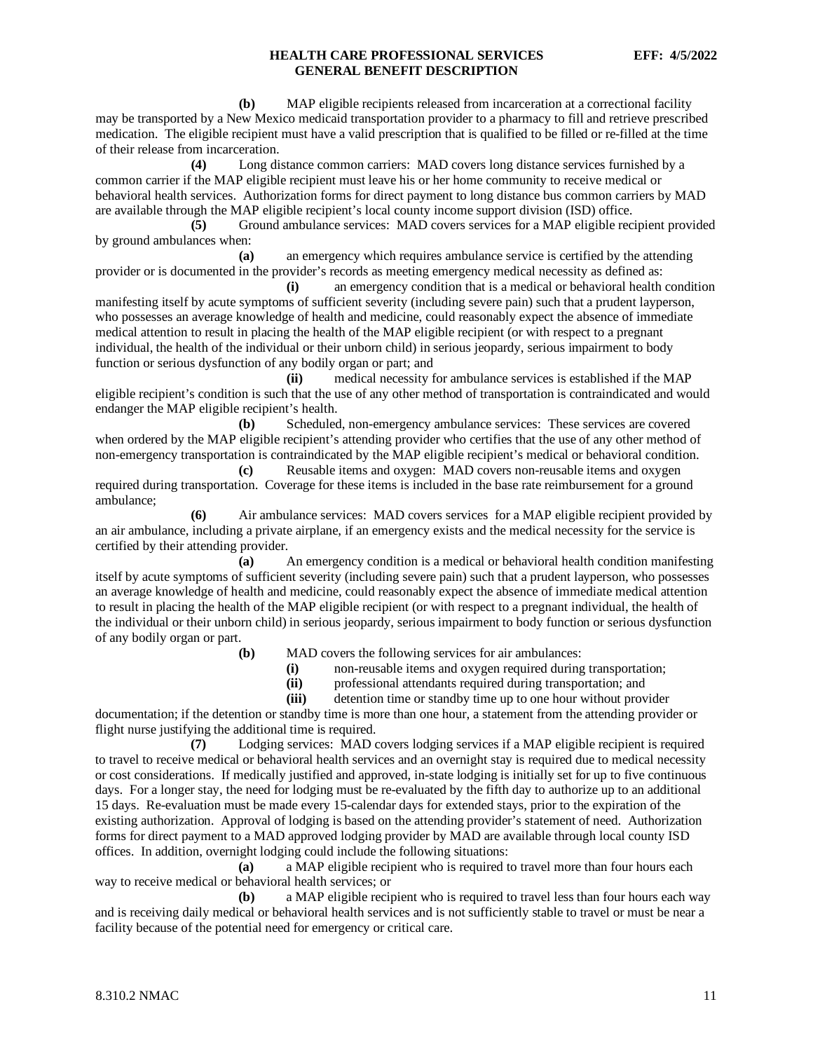**(b)** MAP eligible recipients released from incarceration at a correctional facility may be transported by a New Mexico medicaid transportation provider to a pharmacy to fill and retrieve prescribed medication. The eligible recipient must have a valid prescription that is qualified to be filled or re-filled at the time of their release from incarceration.

**(4)** Long distance common carriers: MAD covers long distance services furnished by a common carrier if the MAP eligible recipient must leave his or her home community to receive medical or behavioral health services. Authorization forms for direct payment to long distance bus common carriers by MAD are available through the MAP eligible recipient's local county income support division (ISD) office.

**(5)** Ground ambulance services: MAD covers services for a MAP eligible recipient provided by ground ambulances when:

**(a)** an emergency which requires ambulance service is certified by the attending provider or is documented in the provider's records as meeting emergency medical necessity as defined as:

**(i)** an emergency condition that is a medical or behavioral health condition manifesting itself by acute symptoms of sufficient severity (including severe pain) such that a prudent layperson, who possesses an average knowledge of health and medicine, could reasonably expect the absence of immediate medical attention to result in placing the health of the MAP eligible recipient (or with respect to a pregnant individual, the health of the individual or their unborn child) in serious jeopardy, serious impairment to body function or serious dysfunction of any bodily organ or part; and

**(ii)** medical necessity for ambulance services is established if the MAP eligible recipient's condition is such that the use of any other method of transportation is contraindicated and would endanger the MAP eligible recipient's health.

**(b)** Scheduled, non-emergency ambulance services: These services are covered when ordered by the MAP eligible recipient's attending provider who certifies that the use of any other method of non-emergency transportation is contraindicated by the MAP eligible recipient's medical or behavioral condition.

**(c)** Reusable items and oxygen: MAD covers non-reusable items and oxygen required during transportation. Coverage for these items is included in the base rate reimbursement for a ground ambulance;

**(6)** Air ambulance services: MAD covers services for a MAP eligible recipient provided by an air ambulance, including a private airplane, if an emergency exists and the medical necessity for the service is certified by their attending provider.

**(a)** An emergency condition is a medical or behavioral health condition manifesting itself by acute symptoms of sufficient severity (including severe pain) such that a prudent layperson, who possesses an average knowledge of health and medicine, could reasonably expect the absence of immediate medical attention to result in placing the health of the MAP eligible recipient (or with respect to a pregnant individual, the health of the individual or their unborn child) in serious jeopardy, serious impairment to body function or serious dysfunction of any bodily organ or part.

**(b)** MAD covers the following services for air ambulances:

**(i)** non-reusable items and oxygen required during transportation;

**(ii)** professional attendants required during transportation; and

**(iii)** detention time or standby time up to one hour without provider documentation; if the detention or standby time is more than one hour, a statement from the attending provider or flight nurse justifying the additional time is required.

**(7)** Lodging services: MAD covers lodging services if a MAP eligible recipient is required to travel to receive medical or behavioral health services and an overnight stay is required due to medical necessity or cost considerations. If medically justified and approved, in-state lodging is initially set for up to five continuous days. For a longer stay, the need for lodging must be re-evaluated by the fifth day to authorize up to an additional 15 days. Re-evaluation must be made every 15-calendar days for extended stays, prior to the expiration of the existing authorization. Approval of lodging is based on the attending provider's statement of need. Authorization forms for direct payment to a MAD approved lodging provider by MAD are available through local county ISD offices. In addition, overnight lodging could include the following situations:

**(a)** a MAP eligible recipient who is required to travel more than four hours each way to receive medical or behavioral health services; or

**(b)** a MAP eligible recipient who is required to travel less than four hours each way and is receiving daily medical or behavioral health services and is not sufficiently stable to travel or must be near a facility because of the potential need for emergency or critical care.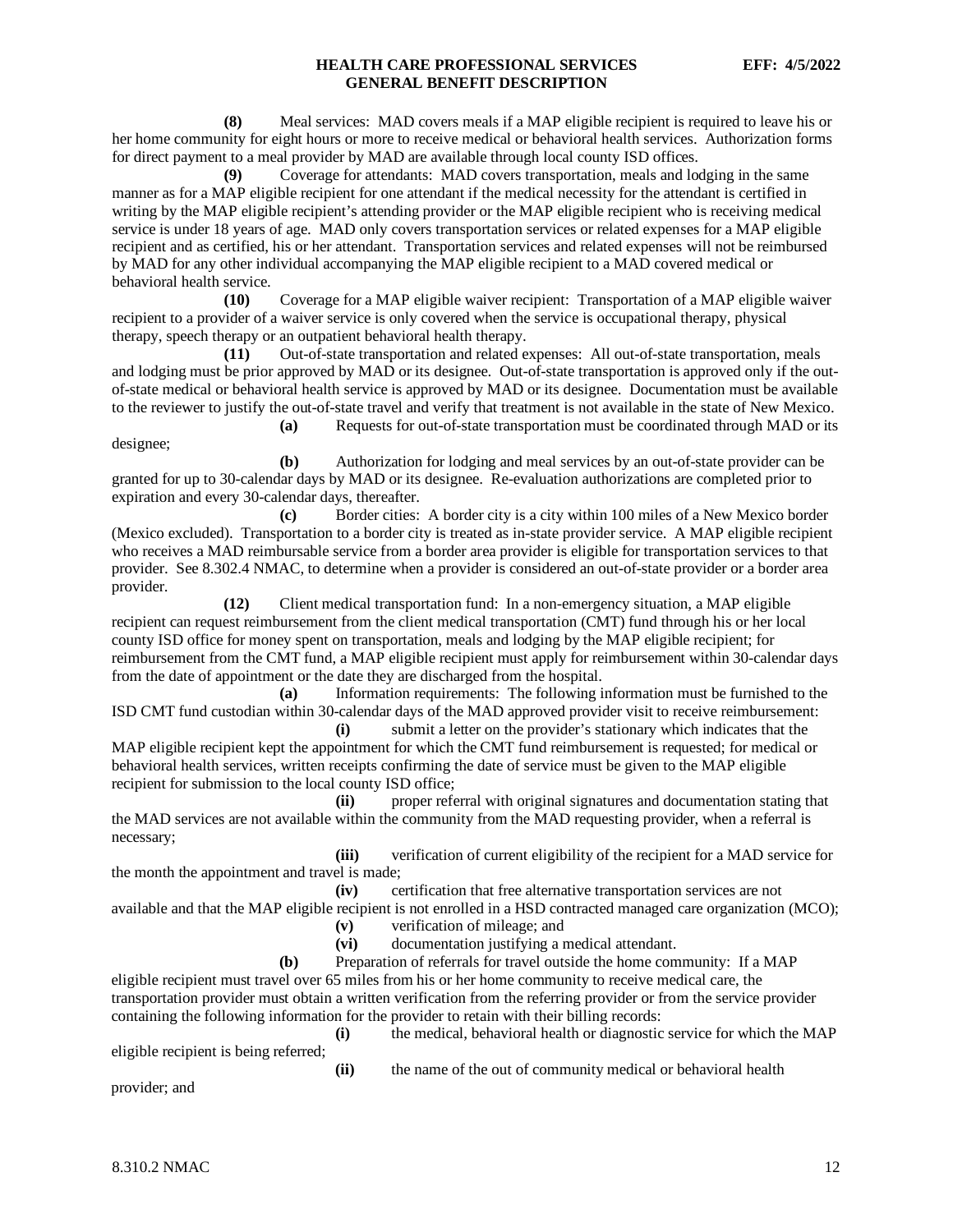**(8)** Meal services: MAD covers meals if a MAP eligible recipient is required to leave his or her home community for eight hours or more to receive medical or behavioral health services. Authorization forms for direct payment to a meal provider by MAD are available through local county ISD offices.

**(9)** Coverage for attendants: MAD covers transportation, meals and lodging in the same manner as for a MAP eligible recipient for one attendant if the medical necessity for the attendant is certified in writing by the MAP eligible recipient's attending provider or the MAP eligible recipient who is receiving medical service is under 18 years of age. MAD only covers transportation services or related expenses for a MAP eligible recipient and as certified, his or her attendant. Transportation services and related expenses will not be reimbursed by MAD for any other individual accompanying the MAP eligible recipient to a MAD covered medical or behavioral health service.

**(10)** Coverage for a MAP eligible waiver recipient: Transportation of a MAP eligible waiver recipient to a provider of a waiver service is only covered when the service is occupational therapy, physical therapy, speech therapy or an outpatient behavioral health therapy.

**(11)** Out-of-state transportation and related expenses: All out-of-state transportation, meals and lodging must be prior approved by MAD or its designee. Out-of-state transportation is approved only if the out-of-state medical or behavioral health service is approved by MAD or its designee. Documentation must be available to the reviewer to justify the out-of-state travel and verify that treatment is not available in the state of New Mexico.

**(a)** Requests for out-of-state transportation must be coordinated through MAD or its designee;

**(b)** Authorization for lodging and meal services by an out-of-state provider can be granted for up to 30-calendar days by MAD or its designee. Re-evaluation authorizations are completed prior to expiration and every 30-calendar days, thereafter.

**(c)** Border cities: A border city is a city within 100 miles of a New Mexico border (Mexico excluded). Transportation to a border city is treated as in-state provider service. A MAP eligible recipient who receives a MAD reimbursable service from a border area provider is eligible for transportation services to that provider. See 8.302.4 NMAC, to determine when a provider is considered an out-of-state provider or a border area provider.

**(12)** Client medical transportation fund: In a non-emergency situation, a MAP eligible recipient can request reimbursement from the client medical transportation (CMT) fund through his or her local county ISD office for money spent on transportation, meals and lodging by the MAP eligible recipient; for reimbursement from the CMT fund, a MAP eligible recipient must apply for reimbursement within 30-calendar days from the date of appointment or the date they are discharged from the hospital.

**(a)** Information requirements: The following information must be furnished to the ISD CMT fund custodian within 30-calendar days of the MAD approved provider visit to receive reimbursement:

**(i)** submit a letter on the provider's stationary which indicates that the MAP eligible recipient kept the appointment for which the CMT fund reimbursement is requested; for medical or behavioral health services, written receipts confirming the date of service must be given to the MAP eligible recipient for submission to the local county ISD office;

**(ii)** proper referral with original signatures and documentation stating that the MAD services are not available within the community from the MAD requesting provider, when a referral is necessary;

**(iii)** verification of current eligibility of the recipient for a MAD service for the month the appointment and travel is made;

**(iv)** certification that free alternative transportation services are not available and that the MAP eligible recipient is not enrolled in a HSD contracted managed care organization (MCO);

**(v)** verification of mileage; and

**(vi)** documentation justifying a medical attendant.

**(b)** Preparation of referrals for travel outside the home community: If a MAP eligible recipient must travel over 65 miles from his or her home community to receive medical care, the transportation provider must obtain a written verification from the referring provider or from the service provider containing the following information for the provider to retain with their billing records:

**(i)** the medical, behavioral health or diagnostic service for which the MAP eligible recipient is being referred;

**(ii)** the name of the out of community medical or behavioral health provider; and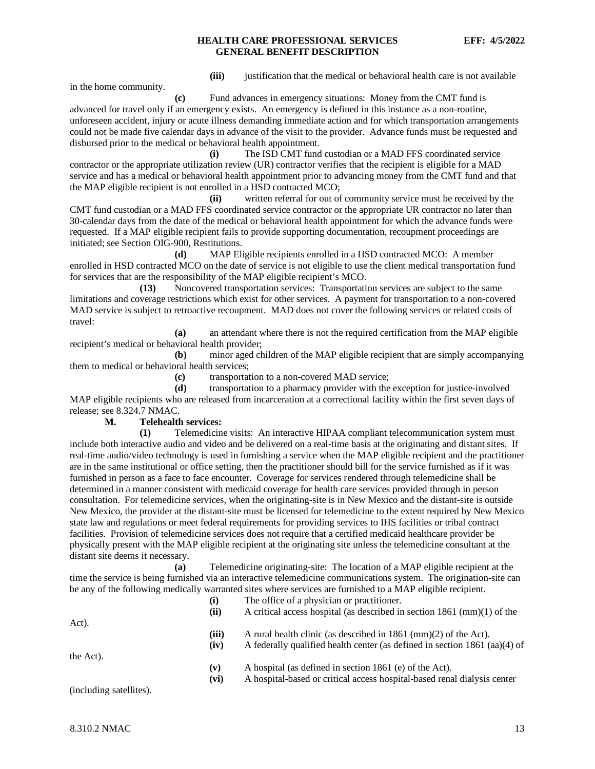**(iii)** justification that the medical or behavioral health care is not available in the home community.

**(c)** Fund advances in emergency situations: Money from the CMT fund is advanced for travel only if an emergency exists. An emergency is defined in this instance as a non-routine, unforeseen accident, injury or acute illness demanding immediate action and for which transportation arrangements could not be made five calendar days in advance of the visit to the provider. Advance funds must be requested and disbursed prior to the medical or behavioral health appointment.

**(i)** The ISD CMT fund custodian or a MAD FFS coordinated service contractor or the appropriate utilization review (UR) contractor verifies that the recipient is eligible for a MAD service and has a medical or behavioral health appointment prior to advancing money from the CMT fund and that the MAP eligible recipient is not enrolled in a HSD contracted MCO;

**(ii)** written referral for out of community service must be received by the CMT fund custodian or a MAD FFS coordinated service contractor or the appropriate UR contractor no later than 30-calendar days from the date of the medical or behavioral health appointment for which the advance funds were requested. If a MAP eligible recipient fails to provide supporting documentation, recoupment proceedings are initiated; see Section OIG-900, Restitutions.

**(d)** MAP Eligible recipients enrolled in a HSD contracted MCO: A member enrolled in HSD contracted MCO on the date of service is not eligible to use the client medical transportation fund for services that are the responsibility of the MAP eligible recipient's MCO.

**(13)** Noncovered transportation services: Transportation services are subject to the same limitations and coverage restrictions which exist for other services. A payment for transportation to a non-covered MAD service is subject to retroactive recoupment. MAD does not cover the following services or related costs of travel:

**(a)** an attendant where there is not the required certification from the MAP eligible recipient's medical or behavioral health provider;

**(b)** minor aged children of the MAP eligible recipient that are simply accompanying them to medical or behavioral health services;

**(c)** transportation to a non-covered MAD service;

**(d)** transportation to a pharmacy provider with the exception for justice-involved MAP eligible recipients who are released from incarceration at a correctional facility within the first seven days of release; see 8.324.7 NMAC.

**M. Telehealth services:**

**(1)** Telemedicine visits: An interactive HIPAA compliant telecommunication system must include both interactive audio and video and be delivered on a real-time basis at the originating and distant sites. If real-time audio/video technology is used in furnishing a service when the MAP eligible recipient and the practitioner are in the same institutional or office setting, then the practitioner should bill for the service furnished as if it was furnished in person as a face to face encounter. Coverage for services rendered through telemedicine shall be determined in a manner consistent with medicaid coverage for health care services provided through in person consultation. For telemedicine services, when the originating-site is in New Mexico and the distant-site is outside New Mexico, the provider at the distant-site must be licensed for telemedicine to the extent required by New Mexico state law and regulations or meet federal requirements for providing services to IHS facilities or tribal contract facilities. Provision of telemedicine services does not require that a certified medicaid healthcare provider be physically present with the MAP eligible recipient at the originating site unless the telemedicine consultant at the distant site deems it necessary.

**(a)** Telemedicine originating-site: The location of a MAP eligible recipient at the time the service is being furnished via an interactive telemedicine communications system. The origination-site can be any of the following medically warranted sites where services are furnished to a MAP eligible recipient.

**(i)** The office of a physician or practitioner.

**(ii)** A critical access hospital (as described in section 1861 (mm)(1) of the Act).

**(iii)** A rural health clinic (as described in 1861 (mm)(2) of the Act).

**(iv)** A federally qualified health center (as defined in section 1861 (aa)(4) of the Act).

**(v)** A hospital (as defined in section 1861 (e) of the Act).

**(vi)** A hospital-based or critical access hospital-based renal dialysis center (including satellites).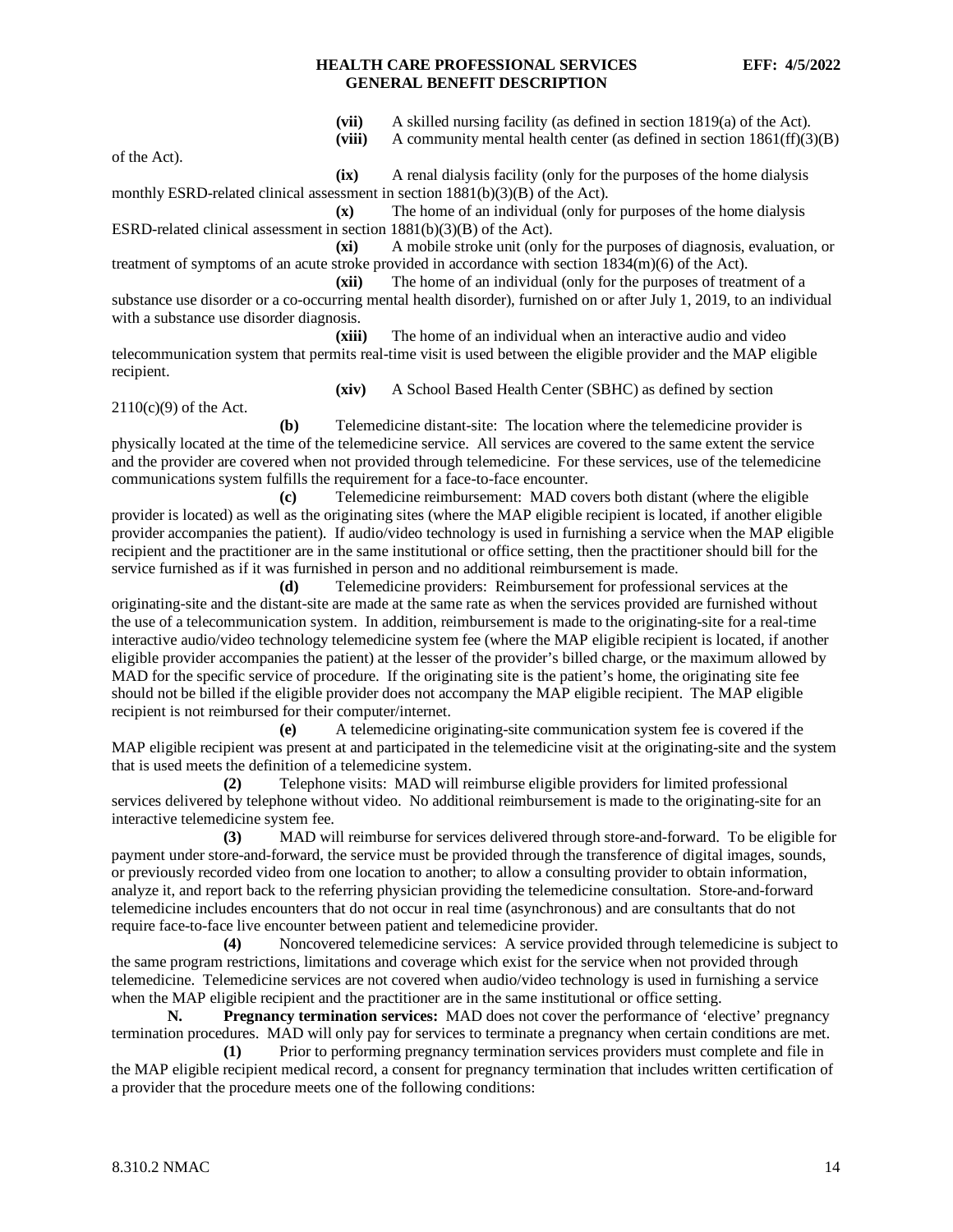**(vii)** A skilled nursing facility (as defined in section 1819(a) of the Act).

**(viii)** A community mental health center (as defined in section 1861(ff)(3)(B) of the Act).

**(ix)** A renal dialysis facility (only for the purposes of the home dialysis monthly ESRD-related clinical assessment in section 1881(b)(3)(B) of the Act).

**(x)** The home of an individual (only for purposes of the home dialysis ESRD-related clinical assessment in section 1881(b)(3)(B) of the Act).

**(xi)** A mobile stroke unit (only for the purposes of diagnosis, evaluation, or treatment of symptoms of an acute stroke provided in accordance with section 1834(m)(6) of the Act).

**(xii)** The home of an individual (only for the purposes of treatment of a substance use disorder or a co-occurring mental health disorder), furnished on or after July 1, 2019, to an individual with a substance use disorder diagnosis.

**(xiii)** The home of an individual when an interactive audio and video telecommunication system that permits real-time visit is used between the eligible provider and the MAP eligible recipient.

**(xiv)** A School Based Health Center (SBHC) as defined by section 2110(c)(9) of the Act.

**(b)** Telemedicine distant-site: The location where the telemedicine provider is physically located at the time of the telemedicine service. All services are covered to the same extent the service and the provider are covered when not provided through telemedicine. For these services, use of the telemedicine communications system fulfills the requirement for a face-to-face encounter.

**(c)** Telemedicine reimbursement: MAD covers both distant (where the eligible provider is located) as well as the originating sites (where the MAP eligible recipient is located, if another eligible provider accompanies the patient). If audio/video technology is used in furnishing a service when the MAP eligible recipient and the practitioner are in the same institutional or office setting, then the practitioner should bill for the service furnished as if it was furnished in person and no additional reimbursement is made.

**(d)** Telemedicine providers: Reimbursement for professional services at the originating-site and the distant-site are made at the same rate as when the services provided are furnished without the use of a telecommunication system. In addition, reimbursement is made to the originating-site for a real-time interactive audio/video technology telemedicine system fee (where the MAP eligible recipient is located, if another eligible provider accompanies the patient) at the lesser of the provider's billed charge, or the maximum allowed by MAD for the specific service of procedure. If the originating site is the patient's home, the originating site fee should not be billed if the eligible provider does not accompany the MAP eligible recipient. The MAP eligible recipient is not reimbursed for their computer/internet.

**(e)** A telemedicine originating-site communication system fee is covered if the MAP eligible recipient was present at and participated in the telemedicine visit at the originating-site and the system that is used meets the definition of a telemedicine system.

**(2)** Telephone visits: MAD will reimburse eligible providers for limited professional services delivered by telephone without video. No additional reimbursement is made to the originating-site for an interactive telemedicine system fee.

**(3)** MAD will reimburse for services delivered through store-and-forward. To be eligible for payment under store-and-forward, the service must be provided through the transference of digital images, sounds, or previously recorded video from one location to another; to allow a consulting provider to obtain information, analyze it, and report back to the referring physician providing the telemedicine consultation. Store-and-forward telemedicine includes encounters that do not occur in real time (asynchronous) and are consultants that do not require face-to-face live encounter between patient and telemedicine provider.

**(4)** Noncovered telemedicine services: A service provided through telemedicine is subject to the same program restrictions, limitations and coverage which exist for the service when not provided through telemedicine. Telemedicine services are not covered when audio/video technology is used in furnishing a service when the MAP eligible recipient and the practitioner are in the same institutional or office setting.

**N. Pregnancy termination services:** MAD does not cover the performance of 'elective' pregnancy termination procedures. MAD will only pay for services to terminate a pregnancy when certain conditions are met.

**(1)** Prior to performing pregnancy termination services providers must complete and file in the MAP eligible recipient medical record, a consent for pregnancy termination that includes written certification of a provider that the procedure meets one of the following conditions: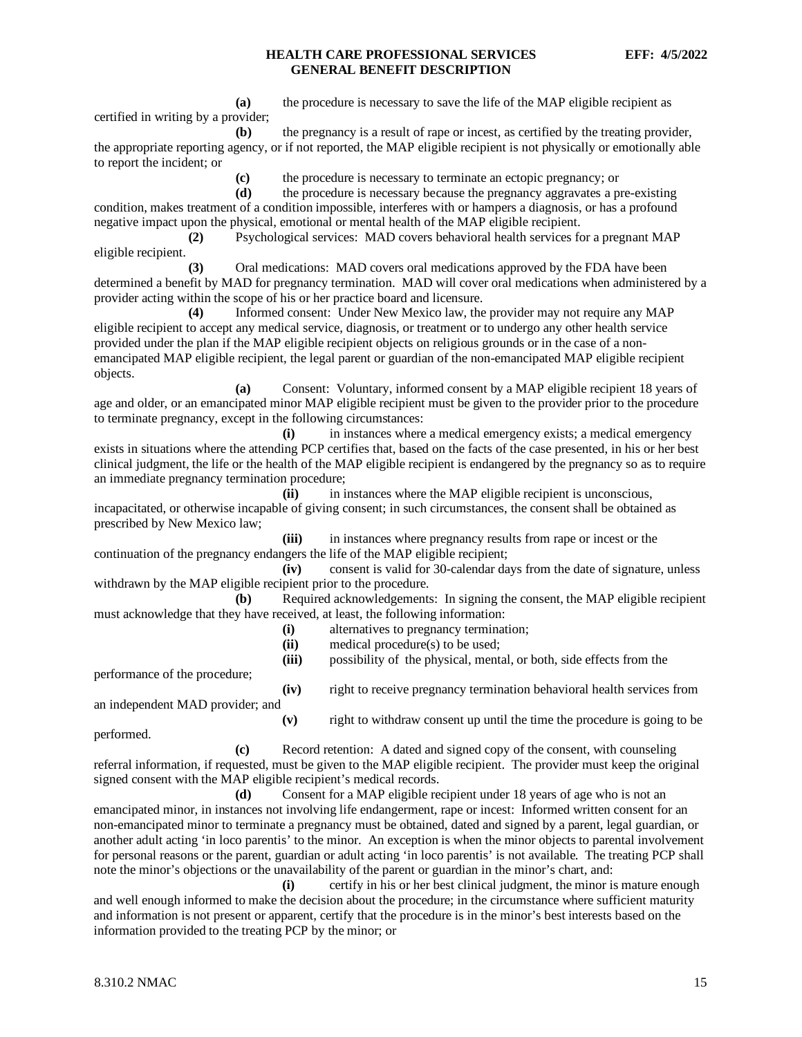**(a)** the procedure is necessary to save the life of the MAP eligible recipient as certified in writing by a provider;

**(b)** the pregnancy is a result of rape or incest, as certified by the treating provider, the appropriate reporting agency, or if not reported, the MAP eligible recipient is not physically or emotionally able to report the incident; or

**(c)** the procedure is necessary to terminate an ectopic pregnancy; or

**(d)** the procedure is necessary because the pregnancy aggravates a pre-existing condition, makes treatment of a condition impossible, interferes with or hampers a diagnosis, or has a profound negative impact upon the physical, emotional or mental health of the MAP eligible recipient.

**(2)** Psychological services: MAD covers behavioral health services for a pregnant MAP eligible recipient.

**(3)** Oral medications: MAD covers oral medications approved by the FDA have been determined a benefit by MAD for pregnancy termination. MAD will cover oral medications when administered by a provider acting within the scope of his or her practice board and licensure.

**(4)** Informed consent: Under New Mexico law, the provider may not require any MAP eligible recipient to accept any medical service, diagnosis, or treatment or to undergo any other health service provided under the plan if the MAP eligible recipient objects on religious grounds or in the case of a non-emancipated MAP eligible recipient, the legal parent or guardian of the non-emancipated MAP eligible recipient objects.

**(a)** Consent: Voluntary, informed consent by a MAP eligible recipient 18 years of age and older, or an emancipated minor MAP eligible recipient must be given to the provider prior to the procedure to terminate pregnancy, except in the following circumstances:

**(i)** in instances where a medical emergency exists; a medical emergency exists in situations where the attending PCP certifies that, based on the facts of the case presented, in his or her best clinical judgment, the life or the health of the MAP eligible recipient is endangered by the pregnancy so as to require an immediate pregnancy termination procedure;

**(ii)** in instances where the MAP eligible recipient is unconscious, incapacitated, or otherwise incapable of giving consent; in such circumstances, the consent shall be obtained as prescribed by New Mexico law;

**(iii)** in instances where pregnancy results from rape or incest or the continuation of the pregnancy endangers the life of the MAP eligible recipient;

**(iv)** consent is valid for 30-calendar days from the date of signature, unless withdrawn by the MAP eligible recipient prior to the procedure.

**(b)** Required acknowledgements: In signing the consent, the MAP eligible recipient must acknowledge that they have received, at least, the following information:

**(i)** alternatives to pregnancy termination;

**(ii)** medical procedure(s) to be used;

**(iii)** possibility of the physical, mental, or both, side effects from the performance of the procedure;

**(iv)** right to receive pregnancy termination behavioral health services from an independent MAD provider; and

**(v)** right to withdraw consent up until the time the procedure is going to be performed.

**(c)** Record retention: A dated and signed copy of the consent, with counseling referral information, if requested, must be given to the MAP eligible recipient. The provider must keep the original signed consent with the MAP eligible recipient's medical records.

**(d)** Consent for a MAP eligible recipient under 18 years of age who is not an emancipated minor, in instances not involving life endangerment, rape or incest: Informed written consent for an non-emancipated minor to terminate a pregnancy must be obtained, dated and signed by a parent, legal guardian, or another adult acting 'in loco parentis' to the minor. An exception is when the minor objects to parental involvement for personal reasons or the parent, guardian or adult acting 'in loco parentis' is not available. The treating PCP shall note the minor's objections or the unavailability of the parent or guardian in the minor's chart, and:

**(i)** certify in his or her best clinical judgment, the minor is mature enough and well enough informed to make the decision about the procedure; in the circumstance where sufficient maturity and information is not present or apparent, certify that the procedure is in the minor's best interests based on the information provided to the treating PCP by the minor; or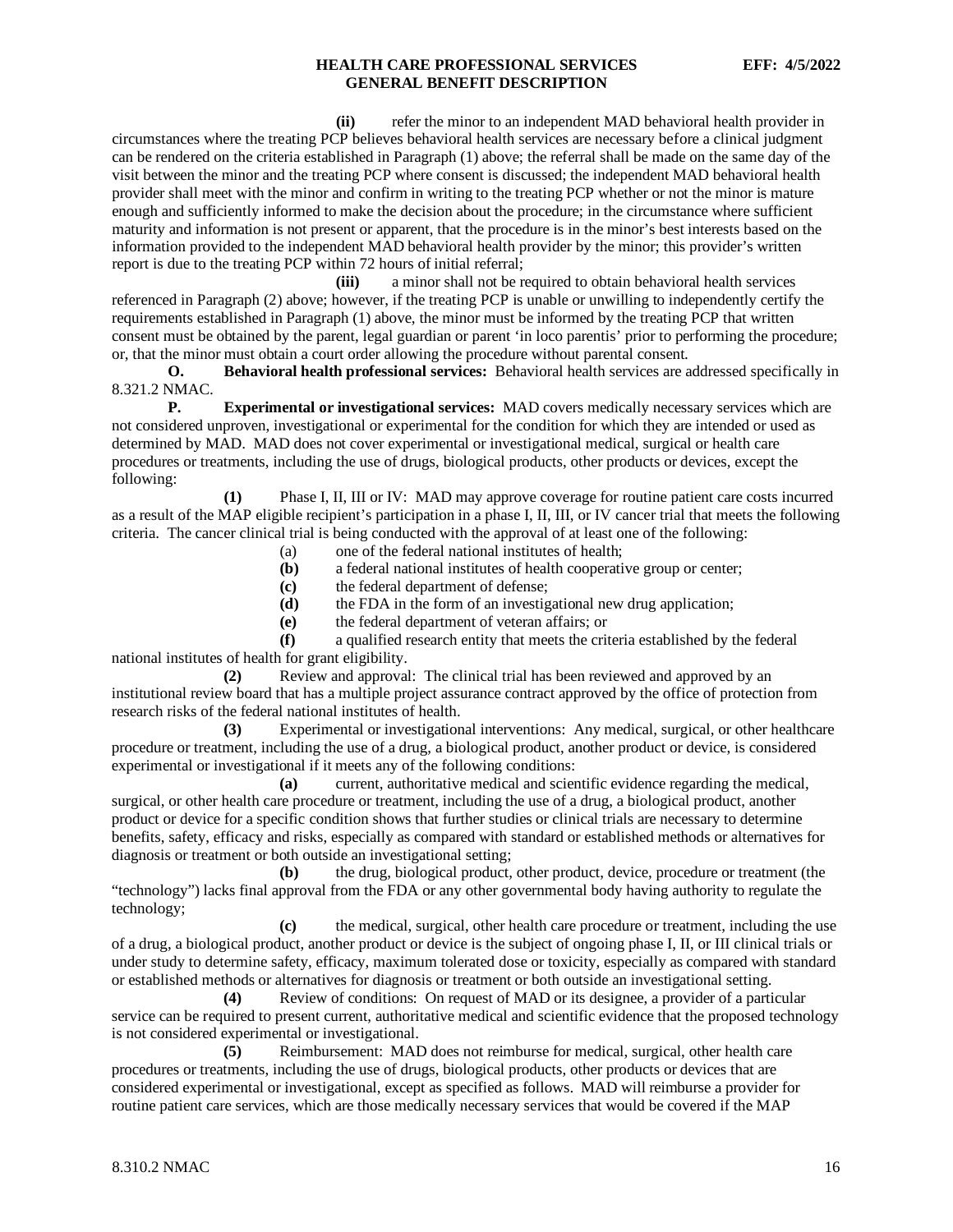**(ii)** refer the minor to an independent MAD behavioral health provider in circumstances where the treating PCP believes behavioral health services are necessary before a clinical judgment can be rendered on the criteria established in Paragraph (1) above; the referral shall be made on the same day of the visit between the minor and the treating PCP where consent is discussed; the independent MAD behavioral health provider shall meet with the minor and confirm in writing to the treating PCP whether or not the minor is mature enough and sufficiently informed to make the decision about the procedure; in the circumstance where sufficient maturity and information is not present or apparent, that the procedure is in the minor's best interests based on the information provided to the independent MAD behavioral health provider by the minor; this provider's written report is due to the treating PCP within 72 hours of initial referral;

**(iii)** a minor shall not be required to obtain behavioral health services referenced in Paragraph (2) above; however, if the treating PCP is unable or unwilling to independently certify the requirements established in Paragraph (1) above, the minor must be informed by the treating PCP that written consent must be obtained by the parent, legal guardian or parent 'in loco parentis' prior to performing the procedure; or, that the minor must obtain a court order allowing the procedure without parental consent.

**O. Behavioral health professional services:** Behavioral health services are addressed specifically in 8.321.2 NMAC.

**P. Experimental or investigational services:** MAD covers medically necessary services which are not considered unproven, investigational or experimental for the condition for which they are intended or used as determined by MAD. MAD does not cover experimental or investigational medical, surgical or health care procedures or treatments, including the use of drugs, biological products, other products or devices, except the following:

**(1)** Phase I, II, III or IV: MAD may approve coverage for routine patient care costs incurred as a result of the MAP eligible recipient's participation in a phase I, II, III, or IV cancer trial that meets the following criteria. The cancer clinical trial is being conducted with the approval of at least one of the following:

(a) one of the federal national institutes of health;

**(b)** a federal national institutes of health cooperative group or center;

**(c)** the federal department of defense;

**(d)** the FDA in the form of an investigational new drug application;

**(e)** the federal department of veteran affairs; or

**(f)** a qualified research entity that meets the criteria established by the federal national institutes of health for grant eligibility.

**(2)** Review and approval: The clinical trial has been reviewed and approved by an institutional review board that has a multiple project assurance contract approved by the office of protection from research risks of the federal national institutes of health.

**(3)** Experimental or investigational interventions: Any medical, surgical, or other healthcare procedure or treatment, including the use of a drug, a biological product, another product or device, is considered experimental or investigational if it meets any of the following conditions:

**(a)** current, authoritative medical and scientific evidence regarding the medical, surgical, or other health care procedure or treatment, including the use of a drug, a biological product, another product or device for a specific condition shows that further studies or clinical trials are necessary to determine benefits, safety, efficacy and risks, especially as compared with standard or established methods or alternatives for diagnosis or treatment or both outside an investigational setting;

**(b)** the drug, biological product, other product, device, procedure or treatment (the "technology") lacks final approval from the FDA or any other governmental body having authority to regulate the technology;

**(c)** the medical, surgical, other health care procedure or treatment, including the use of a drug, a biological product, another product or device is the subject of ongoing phase I, II, or III clinical trials or under study to determine safety, efficacy, maximum tolerated dose or toxicity, especially as compared with standard or established methods or alternatives for diagnosis or treatment or both outside an investigational setting.

**(4)** Review of conditions: On request of MAD or its designee, a provider of a particular service can be required to present current, authoritative medical and scientific evidence that the proposed technology is not considered experimental or investigational.

**(5)** Reimbursement: MAD does not reimburse for medical, surgical, other health care procedures or treatments, including the use of drugs, biological products, other products or devices that are considered experimental or investigational, except as specified as follows. MAD will reimburse a provider for routine patient care services, which are those medically necessary services that would be covered if the MAP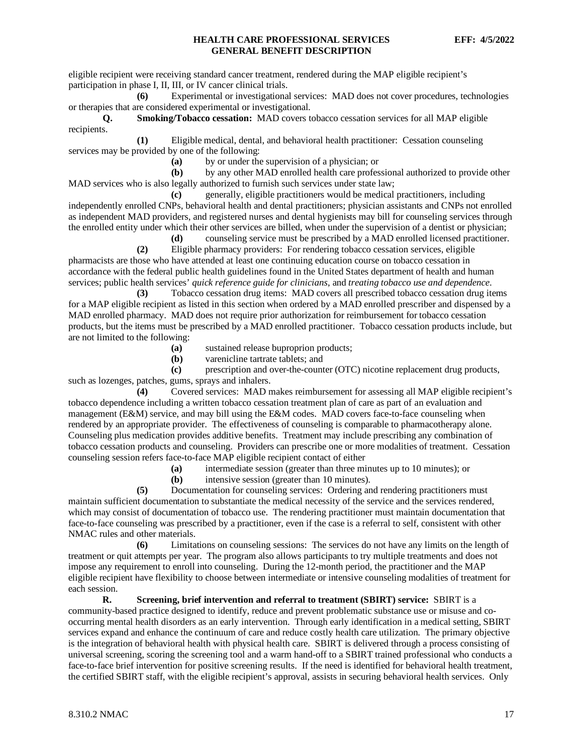eligible recipient were receiving standard cancer treatment, rendered during the MAP eligible recipient's participation in phase I, II, III, or IV cancer clinical trials.

**(6)** Experimental or investigational services: MAD does not cover procedures, technologies or therapies that are considered experimental or investigational.

**Q. Smoking/Tobacco cessation:** MAD covers tobacco cessation services for all MAP eligible recipients.

**(1)** Eligible medical, dental, and behavioral health practitioner: Cessation counseling services may be provided by one of the following:

**(a)** by or under the supervision of a physician; or

**(b)** by any other MAD enrolled health care professional authorized to provide other MAD services who is also legally authorized to furnish such services under state law;

**(c)** generally, eligible practitioners would be medical practitioners, including independently enrolled CNPs, behavioral health and dental practitioners; physician assistants and CNPs not enrolled as independent MAD providers, and registered nurses and dental hygienists may bill for counseling services through the enrolled entity under which their other services are billed, when under the supervision of a dentist or physician;

**(d)** counseling service must be prescribed by a MAD enrolled licensed practitioner.

**(2)** Eligible pharmacy providers: For rendering tobacco cessation services, eligible pharmacists are those who have attended at least one continuing education course on tobacco cessation in accordance with the federal public health guidelines found in the United States department of health and human services; public health services' *quick reference guide for clinicians*, and *treating tobacco use and dependence*.

**(3)** Tobacco cessation drug items: MAD covers all prescribed tobacco cessation drug items for a MAP eligible recipient as listed in this section when ordered by a MAD enrolled prescriber and dispensed by a MAD enrolled pharmacy. MAD does not require prior authorization for reimbursement for tobacco cessation products, but the items must be prescribed by a MAD enrolled practitioner. Tobacco cessation products include, but are not limited to the following:

**(a)** sustained release buproprion products;

**(b)** varenicline tartrate tablets; and

**(c)** prescription and over-the-counter (OTC) nicotine replacement drug products, such as lozenges, patches, gums, sprays and inhalers.

**(4)** Covered services: MAD makes reimbursement for assessing all MAP eligible recipient's tobacco dependence including a written tobacco cessation treatment plan of care as part of an evaluation and management (E&M) service, and may bill using the E&M codes. MAD covers face-to-face counseling when rendered by an appropriate provider. The effectiveness of counseling is comparable to pharmacotherapy alone. Counseling plus medication provides additive benefits. Treatment may include prescribing any combination of tobacco cessation products and counseling. Providers can prescribe one or more modalities of treatment. Cessation counseling session refers face-to-face MAP eligible recipient contact of either

**(a)** intermediate session (greater than three minutes up to 10 minutes); or

**(b)** intensive session (greater than 10 minutes).

**(5)** Documentation for counseling services: Ordering and rendering practitioners must maintain sufficient documentation to substantiate the medical necessity of the service and the services rendered, which may consist of documentation of tobacco use. The rendering practitioner must maintain documentation that face-to-face counseling was prescribed by a practitioner, even if the case is a referral to self, consistent with other NMAC rules and other materials.

**(6)** Limitations on counseling sessions: The services do not have any limits on the length of treatment or quit attempts per year. The program also allows participants to try multiple treatments and does not impose any requirement to enroll into counseling. During the 12-month period, the practitioner and the MAP eligible recipient have flexibility to choose between intermediate or intensive counseling modalities of treatment for each session.

**R. Screening, brief intervention and referral to treatment (SBIRT) service:** SBIRT is a community-based practice designed to identify, reduce and prevent problematic substance use or misuse and co-occurring mental health disorders as an early intervention. Through early identification in a medical setting, SBIRT services expand and enhance the continuum of care and reduce costly health care utilization. The primary objective is the integration of behavioral health with physical health care. SBIRT is delivered through a process consisting of universal screening, scoring the screening tool and a warm hand-off to a SBIRT trained professional who conducts a face-to-face brief intervention for positive screening results. If the need is identified for behavioral health treatment, the certified SBIRT staff, with the eligible recipient's approval, assists in securing behavioral health services. Only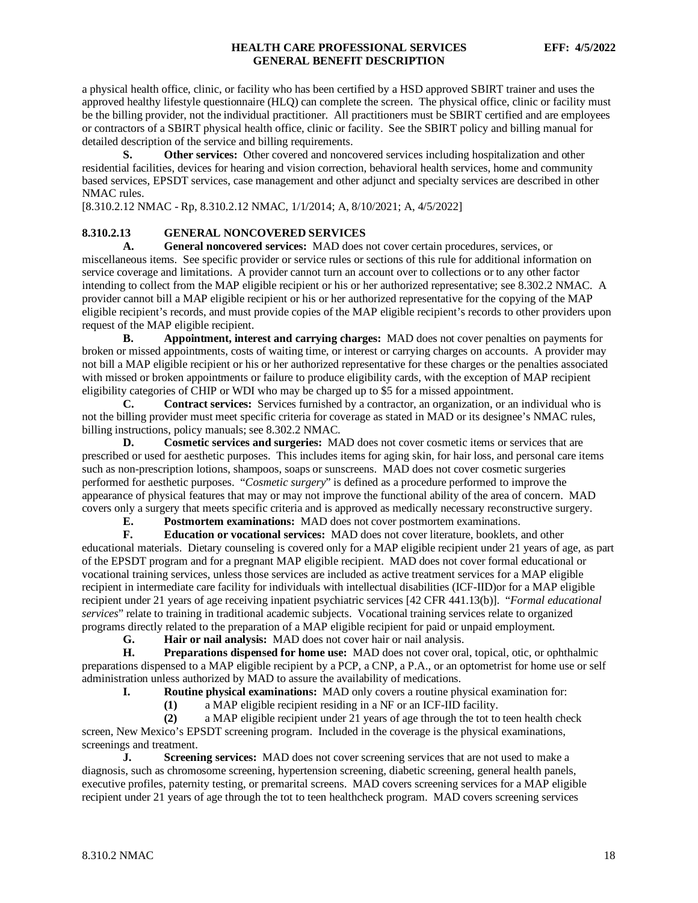a physical health office, clinic, or facility who has been certified by a HSD approved SBIRT trainer and uses the approved healthy lifestyle questionnaire (HLQ) can complete the screen. The physical office, clinic or facility must be the billing provider, not the individual practitioner. All practitioners must be SBIRT certified and are employees or contractors of a SBIRT physical health office, clinic or facility. See the SBIRT policy and billing manual for detailed description of the service and billing requirements.

**S. Other services:** Other covered and noncovered services including hospitalization and other residential facilities, devices for hearing and vision correction, behavioral health services, home and community based services, EPSDT services, case management and other adjunct and specialty services are described in other NMAC rules.

[8.310.2.12 NMAC - Rp, 8.310.2.12 NMAC, 1/1/2014; A, 8/10/2021; A, 4/5/2022]

**8.310.2.13 GENERAL NONCOVERED SERVICES**

**A. General noncovered services:** MAD does not cover certain procedures, services, or miscellaneous items. See specific provider or service rules or sections of this rule for additional information on service coverage and limitations. A provider cannot turn an account over to collections or to any other factor intending to collect from the MAP eligible recipient or his or her authorized representative; see 8.302.2 NMAC. A provider cannot bill a MAP eligible recipient or his or her authorized representative for the copying of the MAP eligible recipient's records, and must provide copies of the MAP eligible recipient's records to other providers upon request of the MAP eligible recipient.

**B. Appointment, interest and carrying charges:** MAD does not cover penalties on payments for broken or missed appointments, costs of waiting time, or interest or carrying charges on accounts. A provider may not bill a MAP eligible recipient or his or her authorized representative for these charges or the penalties associated with missed or broken appointments or failure to produce eligibility cards, with the exception of MAP recipient eligibility categories of CHIP or WDI who may be charged up to $5 for a missed appointment.

**C. Contract services:** Services furnished by a contractor, an organization, or an individual who is not the billing provider must meet specific criteria for coverage as stated in MAD or its designee's NMAC rules, billing instructions, policy manuals; see 8.302.2 NMAC.

**D. Cosmetic services and surgeries:** MAD does not cover cosmetic items or services that are prescribed or used for aesthetic purposes. This includes items for aging skin, for hair loss, and personal care items such as non-prescription lotions, shampoos, soaps or sunscreens. MAD does not cover cosmetic surgeries performed for aesthetic purposes. "*Cosmetic surgery*" is defined as a procedure performed to improve the appearance of physical features that may or may not improve the functional ability of the area of concern. MAD covers only a surgery that meets specific criteria and is approved as medically necessary reconstructive surgery.

**E. Postmortem examinations:** MAD does not cover postmortem examinations.

**F. Education or vocational services:** MAD does not cover literature, booklets, and other educational materials. Dietary counseling is covered only for a MAP eligible recipient under 21 years of age, as part of the EPSDT program and for a pregnant MAP eligible recipient. MAD does not cover formal educational or vocational training services, unless those services are included as active treatment services for a MAP eligible recipient in intermediate care facility for individuals with intellectual disabilities (ICF-IID)or for a MAP eligible recipient under 21 years of age receiving inpatient psychiatric services [42 CFR 441.13(b)]. "*Formal educational services*" relate to training in traditional academic subjects. Vocational training services relate to organized programs directly related to the preparation of a MAP eligible recipient for paid or unpaid employment.

**G. Hair or nail analysis:** MAD does not cover hair or nail analysis.

**H. Preparations dispensed for home use:** MAD does not cover oral, topical, otic, or ophthalmic preparations dispensed to a MAP eligible recipient by a PCP, a CNP, a P.A., or an optometrist for home use or self administration unless authorized by MAD to assure the availability of medications.

**I. Routine physical examinations:** MAD only covers a routine physical examination for:

**(1)** a MAP eligible recipient residing in a NF or an ICF-IID facility.

**(2)** a MAP eligible recipient under 21 years of age through the tot to teen health check screen, New Mexico's EPSDT screening program. Included in the coverage is the physical examinations, screenings and treatment.

**J. Screening services:** MAD does not cover screening services that are not used to make a diagnosis, such as chromosome screening, hypertension screening, diabetic screening, general health panels, executive profiles, paternity testing, or premarital screens. MAD covers screening services for a MAP eligible recipient under 21 years of age through the tot to teen healthcheck program. MAD covers screening services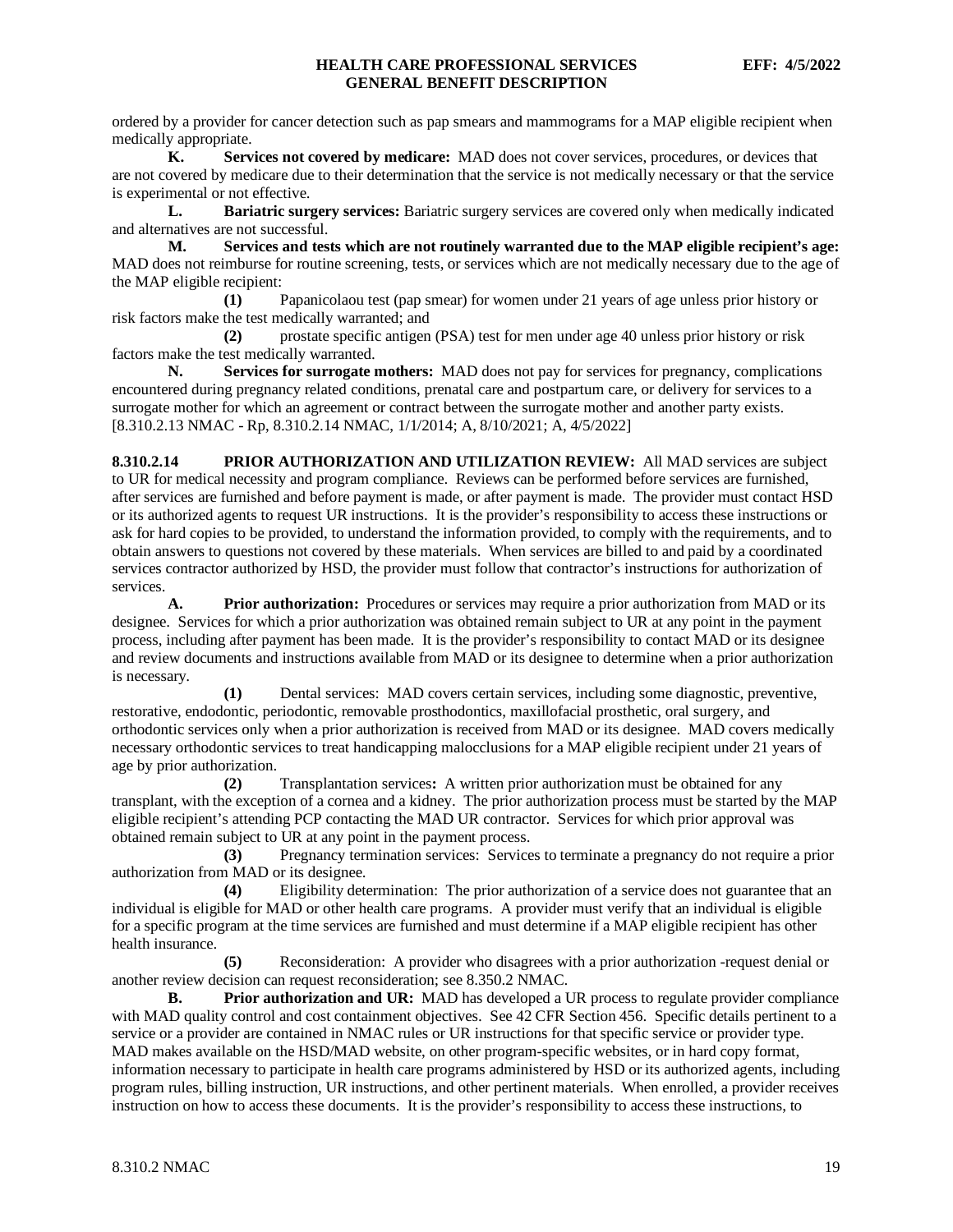ordered by a provider for cancer detection such as pap smears and mammograms for a MAP eligible recipient when medically appropriate.

**K. Services not covered by medicare:** MAD does not cover services, procedures, or devices that are not covered by medicare due to their determination that the service is not medically necessary or that the service is experimental or not effective.

**L. Bariatric surgery services:** Bariatric surgery services are covered only when medically indicated and alternatives are not successful.

**M. Services and tests which are not routinely warranted due to the MAP eligible recipient's age:** MAD does not reimburse for routine screening, tests, or services which are not medically necessary due to the age of the MAP eligible recipient:

**(1)** Papanicolaou test (pap smear) for women under 21 years of age unless prior history or risk factors make the test medically warranted; and

**(2)** prostate specific antigen (PSA) test for men under age 40 unless prior history or risk factors make the test medically warranted.

**N. Services for surrogate mothers:** MAD does not pay for services for pregnancy, complications encountered during pregnancy related conditions, prenatal care and postpartum care, or delivery for services to a surrogate mother for which an agreement or contract between the surrogate mother and another party exists.
[8.310.2.13 NMAC - Rp, 8.310.2.14 NMAC, 1/1/2014; A, 8/10/2021; A, 4/5/2022]

**8.310.2.14 PRIOR AUTHORIZATION AND UTILIZATION REVIEW:** All MAD services are subject to UR for medical necessity and program compliance. Reviews can be performed before services are furnished, after services are furnished and before payment is made, or after payment is made. The provider must contact HSD or its authorized agents to request UR instructions. It is the provider's responsibility to access these instructions or ask for hard copies to be provided, to understand the information provided, to comply with the requirements, and to obtain answers to questions not covered by these materials. When services are billed to and paid by a coordinated services contractor authorized by HSD, the provider must follow that contractor's instructions for authorization of services.

**A. Prior authorization:** Procedures or services may require a prior authorization from MAD or its designee. Services for which a prior authorization was obtained remain subject to UR at any point in the payment process, including after payment has been made. It is the provider's responsibility to contact MAD or its designee and review documents and instructions available from MAD or its designee to determine when a prior authorization is necessary.

**(1)** Dental services: MAD covers certain services, including some diagnostic, preventive, restorative, endodontic, periodontic, removable prosthodontics, maxillofacial prosthetic, oral surgery, and orthodontic services only when a prior authorization is received from MAD or its designee. MAD covers medically necessary orthodontic services to treat handicapping malocclusions for a MAP eligible recipient under 21 years of age by prior authorization.

**(2)** Transplantation services**:** A written prior authorization must be obtained for any transplant, with the exception of a cornea and a kidney. The prior authorization process must be started by the MAP eligible recipient's attending PCP contacting the MAD UR contractor. Services for which prior approval was obtained remain subject to UR at any point in the payment process.

**(3)** Pregnancy termination services: Services to terminate a pregnancy do not require a prior authorization from MAD or its designee.

**(4)** Eligibility determination: The prior authorization of a service does not guarantee that an individual is eligible for MAD or other health care programs. A provider must verify that an individual is eligible for a specific program at the time services are furnished and must determine if a MAP eligible recipient has other health insurance.

**(5)** Reconsideration: A provider who disagrees with a prior authorization -request denial or another review decision can request reconsideration; see 8.350.2 NMAC.

**B. Prior authorization and UR:** MAD has developed a UR process to regulate provider compliance with MAD quality control and cost containment objectives. See 42 CFR Section 456. Specific details pertinent to a service or a provider are contained in NMAC rules or UR instructions for that specific service or provider type. MAD makes available on the HSD/MAD website, on other program-specific websites, or in hard copy format, information necessary to participate in health care programs administered by HSD or its authorized agents, including program rules, billing instruction, UR instructions, and other pertinent materials. When enrolled, a provider receives instruction on how to access these documents. It is the provider's responsibility to access these instructions, to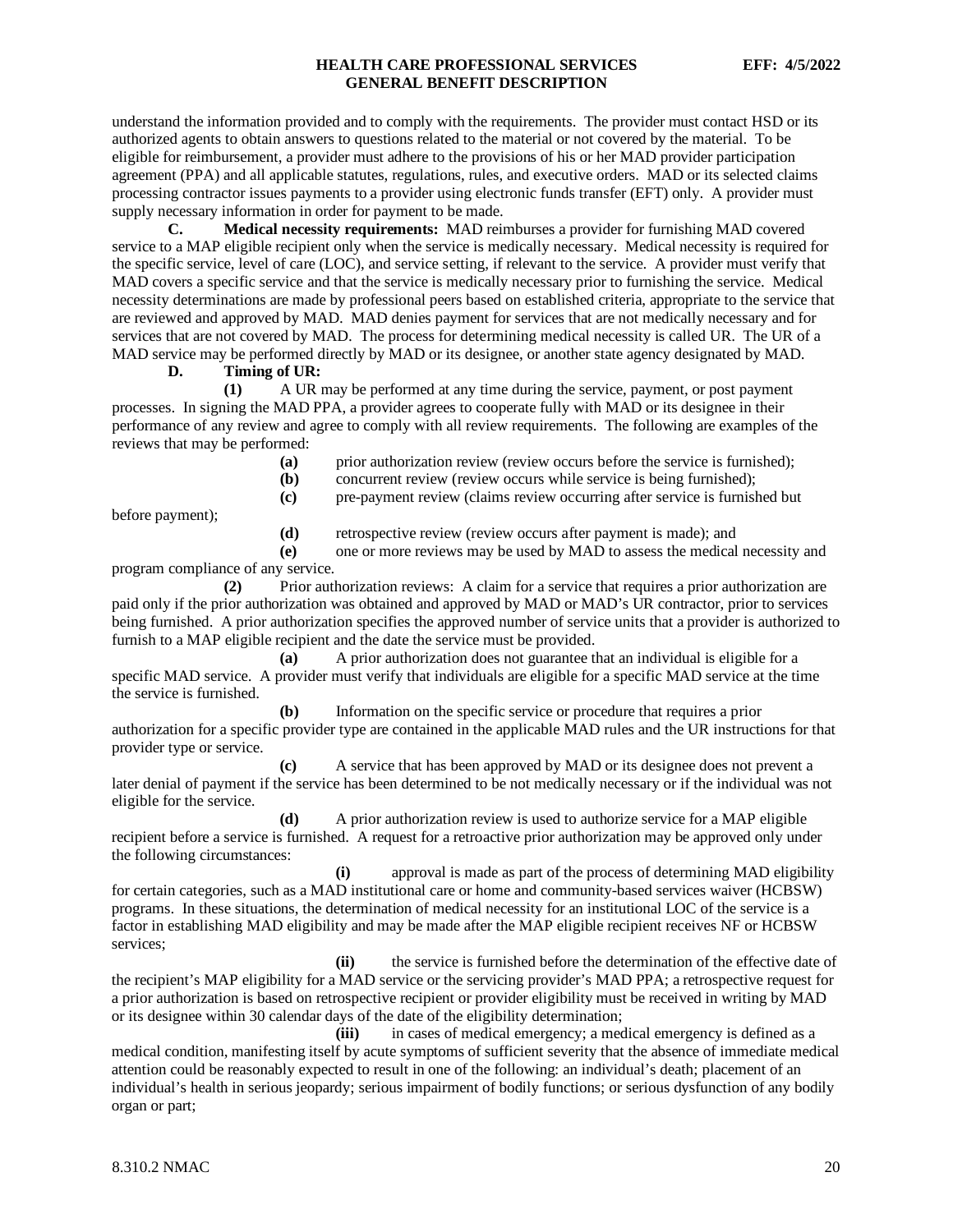understand the information provided and to comply with the requirements. The provider must contact HSD or its authorized agents to obtain answers to questions related to the material or not covered by the material. To be eligible for reimbursement, a provider must adhere to the provisions of his or her MAD provider participation agreement (PPA) and all applicable statutes, regulations, rules, and executive orders. MAD or its selected claims processing contractor issues payments to a provider using electronic funds transfer (EFT) only. A provider must supply necessary information in order for payment to be made.

**C. Medical necessity requirements:** MAD reimburses a provider for furnishing MAD covered service to a MAP eligible recipient only when the service is medically necessary. Medical necessity is required for the specific service, level of care (LOC), and service setting, if relevant to the service. A provider must verify that MAD covers a specific service and that the service is medically necessary prior to furnishing the service. Medical necessity determinations are made by professional peers based on established criteria, appropriate to the service that are reviewed and approved by MAD. MAD denies payment for services that are not medically necessary and for services that are not covered by MAD. The process for determining medical necessity is called UR. The UR of a MAD service may be performed directly by MAD or its designee, or another state agency designated by MAD.

**D. Timing of UR:**

**(1)** A UR may be performed at any time during the service, payment, or post payment processes. In signing the MAD PPA, a provider agrees to cooperate fully with MAD or its designee in their performance of any review and agree to comply with all review requirements. The following are examples of the reviews that may be performed:

**(a)** prior authorization review (review occurs before the service is furnished);

**(b)** concurrent review (review occurs while service is being furnished);

**(c)** pre-payment review (claims review occurring after service is furnished but before payment);

**(d)** retrospective review (review occurs after payment is made); and

**(e)** one or more reviews may be used by MAD to assess the medical necessity and program compliance of any service.

**(2)** Prior authorization reviews: A claim for a service that requires a prior authorization are paid only if the prior authorization was obtained and approved by MAD or MAD's UR contractor, prior to services being furnished. A prior authorization specifies the approved number of service units that a provider is authorized to furnish to a MAP eligible recipient and the date the service must be provided.

**(a)** A prior authorization does not guarantee that an individual is eligible for a specific MAD service. A provider must verify that individuals are eligible for a specific MAD service at the time the service is furnished.

**(b)** Information on the specific service or procedure that requires a prior authorization for a specific provider type are contained in the applicable MAD rules and the UR instructions for that provider type or service.

**(c)** A service that has been approved by MAD or its designee does not prevent a later denial of payment if the service has been determined to be not medically necessary or if the individual was not eligible for the service.

**(d)** A prior authorization review is used to authorize service for a MAP eligible recipient before a service is furnished. A request for a retroactive prior authorization may be approved only under the following circumstances:

**(i)** approval is made as part of the process of determining MAD eligibility for certain categories, such as a MAD institutional care or home and community-based services waiver (HCBSW) programs. In these situations, the determination of medical necessity for an institutional LOC of the service is a factor in establishing MAD eligibility and may be made after the MAP eligible recipient receives NF or HCBSW services;

**(ii)** the service is furnished before the determination of the effective date of the recipient's MAP eligibility for a MAD service or the servicing provider's MAD PPA; a retrospective request for a prior authorization is based on retrospective recipient or provider eligibility must be received in writing by MAD or its designee within 30 calendar days of the date of the eligibility determination;

**(iii)** in cases of medical emergency; a medical emergency is defined as a medical condition, manifesting itself by acute symptoms of sufficient severity that the absence of immediate medical attention could be reasonably expected to result in one of the following: an individual's death; placement of an individual's health in serious jeopardy; serious impairment of bodily functions; or serious dysfunction of any bodily organ or part;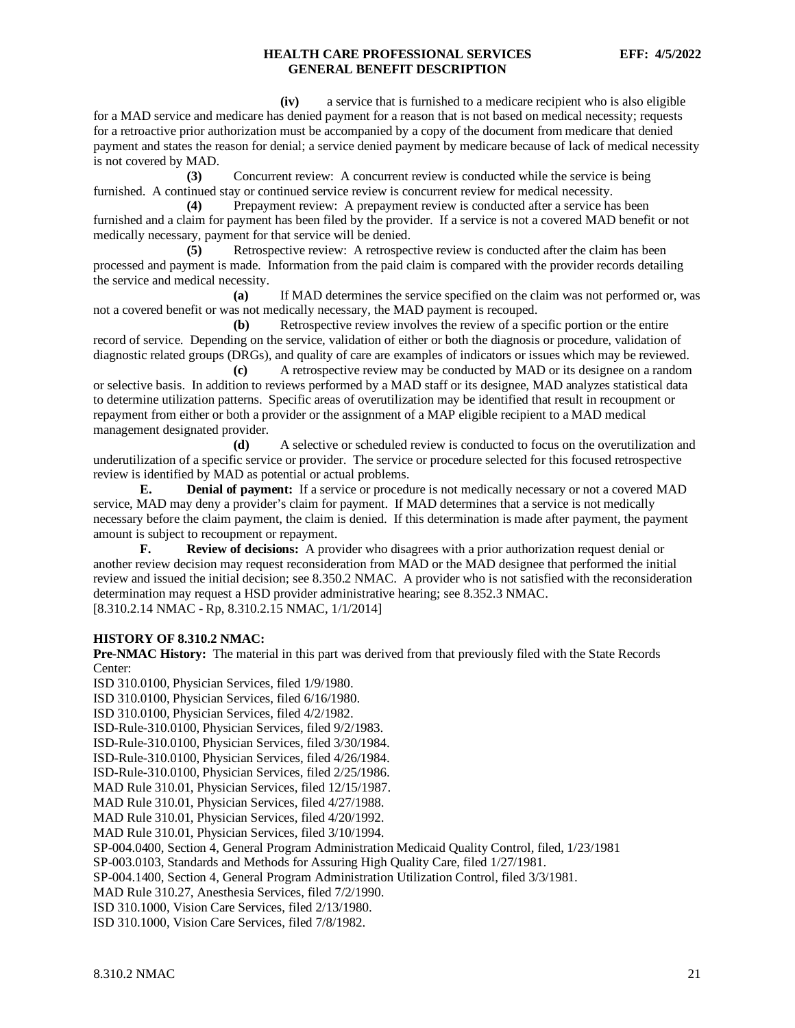**(iv)** a service that is furnished to a medicare recipient who is also eligible for a MAD service and medicare has denied payment for a reason that is not based on medical necessity; requests for a retroactive prior authorization must be accompanied by a copy of the document from medicare that denied payment and states the reason for denial; a service denied payment by medicare because of lack of medical necessity is not covered by MAD.

**(3)** Concurrent review: A concurrent review is conducted while the service is being furnished. A continued stay or continued service review is concurrent review for medical necessity.

**(4)** Prepayment review: A prepayment review is conducted after a service has been furnished and a claim for payment has been filed by the provider. If a service is not a covered MAD benefit or not medically necessary, payment for that service will be denied.

**(5)** Retrospective review: A retrospective review is conducted after the claim has been processed and payment is made. Information from the paid claim is compared with the provider records detailing the service and medical necessity.

**(a)** If MAD determines the service specified on the claim was not performed or, was not a covered benefit or was not medically necessary, the MAD payment is recouped.

**(b)** Retrospective review involves the review of a specific portion or the entire record of service. Depending on the service, validation of either or both the diagnosis or procedure, validation of diagnostic related groups (DRGs), and quality of care are examples of indicators or issues which may be reviewed.

**(c)** A retrospective review may be conducted by MAD or its designee on a random or selective basis. In addition to reviews performed by a MAD staff or its designee, MAD analyzes statistical data to determine utilization patterns. Specific areas of overutilization may be identified that result in recoupment or repayment from either or both a provider or the assignment of a MAP eligible recipient to a MAD medical management designated provider.

**(d)** A selective or scheduled review is conducted to focus on the overutilization and underutilization of a specific service or provider. The service or procedure selected for this focused retrospective review is identified by MAD as potential or actual problems.

**E. Denial of payment:** If a service or procedure is not medically necessary or not a covered MAD service, MAD may deny a provider's claim for payment. If MAD determines that a service is not medically necessary before the claim payment, the claim is denied. If this determination is made after payment, the payment amount is subject to recoupment or repayment.

**F. Review of decisions:** A provider who disagrees with a prior authorization request denial or another review decision may request reconsideration from MAD or the MAD designee that performed the initial review and issued the initial decision; see 8.350.2 NMAC. A provider who is not satisfied with the reconsideration determination may request a HSD provider administrative hearing; see 8.352.3 NMAC.

[8.310.2.14 NMAC - Rp, 8.310.2.15 NMAC, 1/1/2014]

**HISTORY OF 8.310.2 NMAC:**

**Pre-NMAC History:** The material in this part was derived from that previously filed with the State Records Center:

ISD 310.0100, Physician Services, filed 1/9/1980.
ISD 310.0100, Physician Services, filed 6/16/1980.
ISD 310.0100, Physician Services, filed 4/2/1982.
ISD-Rule-310.0100, Physician Services, filed 9/2/1983.
ISD-Rule-310.0100, Physician Services, filed 3/30/1984.
ISD-Rule-310.0100, Physician Services, filed 4/26/1984.
ISD-Rule-310.0100, Physician Services, filed 2/25/1986.
MAD Rule 310.01, Physician Services, filed 12/15/1987.
MAD Rule 310.01, Physician Services, filed 4/27/1988.
MAD Rule 310.01, Physician Services, filed 4/20/1992.
MAD Rule 310.01, Physician Services, filed 3/10/1994.
SP-004.0400, Section 4, General Program Administration Medicaid Quality Control, filed, 1/23/1981
SP-003.0103, Standards and Methods for Assuring High Quality Care, filed 1/27/1981.
SP-004.1400, Section 4, General Program Administration Utilization Control, filed 3/3/1981.
MAD Rule 310.27, Anesthesia Services, filed 7/2/1990.
ISD 310.1000, Vision Care Services, filed 2/13/1980.
ISD 310.1000, Vision Care Services, filed 7/8/1982.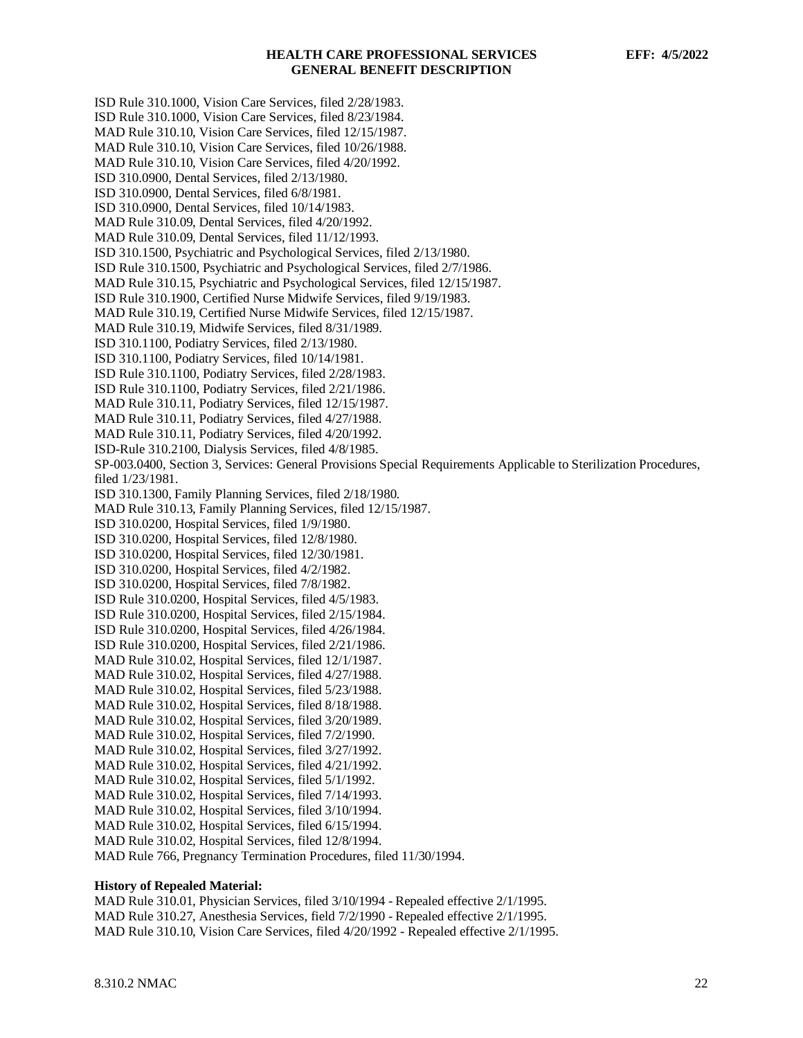ISD Rule 310.1000, Vision Care Services, filed 2/28/1983.
ISD Rule 310.1000, Vision Care Services, filed 8/23/1984.
MAD Rule 310.10, Vision Care Services, filed 12/15/1987.
MAD Rule 310.10, Vision Care Services, filed 10/26/1988.
MAD Rule 310.10, Vision Care Services, filed 4/20/1992.
ISD 310.0900, Dental Services, filed 2/13/1980.
ISD 310.0900, Dental Services, filed 6/8/1981.
ISD 310.0900, Dental Services, filed 10/14/1983.
MAD Rule 310.09, Dental Services, filed 4/20/1992.
MAD Rule 310.09, Dental Services, filed 11/12/1993.
ISD 310.1500, Psychiatric and Psychological Services, filed 2/13/1980.
ISD Rule 310.1500, Psychiatric and Psychological Services, filed 2/7/1986.
MAD Rule 310.15, Psychiatric and Psychological Services, filed 12/15/1987.
ISD Rule 310.1900, Certified Nurse Midwife Services, filed 9/19/1983.
MAD Rule 310.19, Certified Nurse Midwife Services, filed 12/15/1987.
MAD Rule 310.19, Midwife Services, filed 8/31/1989.
ISD 310.1100, Podiatry Services, filed 2/13/1980.
ISD 310.1100, Podiatry Services, filed 10/14/1981.
ISD Rule 310.1100, Podiatry Services, filed 2/28/1983.
ISD Rule 310.1100, Podiatry Services, filed 2/21/1986.
MAD Rule 310.11, Podiatry Services, filed 12/15/1987.
MAD Rule 310.11, Podiatry Services, filed 4/27/1988.
MAD Rule 310.11, Podiatry Services, filed 4/20/1992.
ISD-Rule 310.2100, Dialysis Services, filed 4/8/1985.
SP-003.0400, Section 3, Services: General Provisions Special Requirements Applicable to Sterilization Procedures, filed 1/23/1981.
ISD 310.1300, Family Planning Services, filed 2/18/1980.
MAD Rule 310.13, Family Planning Services, filed 12/15/1987.
ISD 310.0200, Hospital Services, filed 1/9/1980.
ISD 310.0200, Hospital Services, filed 12/8/1980.
ISD 310.0200, Hospital Services, filed 12/30/1981.
ISD 310.0200, Hospital Services, filed 4/2/1982.
ISD 310.0200, Hospital Services, filed 7/8/1982.
ISD Rule 310.0200, Hospital Services, filed 4/5/1983.
ISD Rule 310.0200, Hospital Services, filed 2/15/1984.
ISD Rule 310.0200, Hospital Services, filed 4/26/1984.
ISD Rule 310.0200, Hospital Services, filed 2/21/1986.
MAD Rule 310.02, Hospital Services, filed 12/1/1987.
MAD Rule 310.02, Hospital Services, filed 4/27/1988.
MAD Rule 310.02, Hospital Services, filed 5/23/1988.
MAD Rule 310.02, Hospital Services, filed 8/18/1988.
MAD Rule 310.02, Hospital Services, filed 3/20/1989.
MAD Rule 310.02, Hospital Services, filed 7/2/1990.
MAD Rule 310.02, Hospital Services, filed 3/27/1992.
MAD Rule 310.02, Hospital Services, filed 4/21/1992.
MAD Rule 310.02, Hospital Services, filed 5/1/1992.
MAD Rule 310.02, Hospital Services, filed 7/14/1993.
MAD Rule 310.02, Hospital Services, filed 3/10/1994.
MAD Rule 310.02, Hospital Services, filed 6/15/1994.
MAD Rule 310.02, Hospital Services, filed 12/8/1994.
MAD Rule 766, Pregnancy Termination Procedures, filed 11/30/1994.

**History of Repealed Material:**

MAD Rule 310.01, Physician Services, filed 3/10/1994 - Repealed effective 2/1/1995.
MAD Rule 310.27, Anesthesia Services, field 7/2/1990 - Repealed effective 2/1/1995.
MAD Rule 310.10, Vision Care Services, filed 4/20/1992 - Repealed effective 2/1/1995.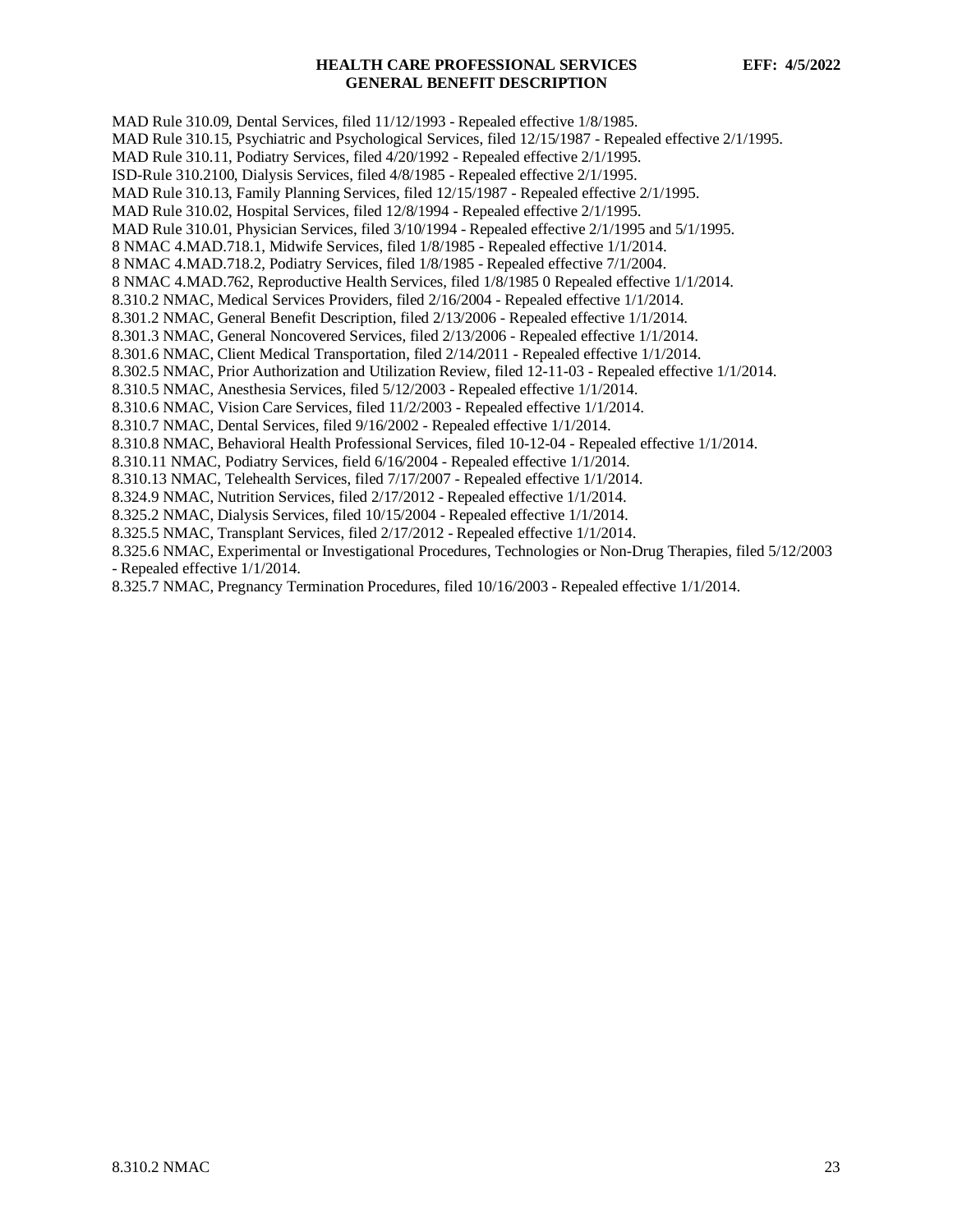MAD Rule 310.09, Dental Services, filed 11/12/1993 - Repealed effective 1/8/1985.
MAD Rule 310.15, Psychiatric and Psychological Services, filed 12/15/1987 - Repealed effective 2/1/1995.
MAD Rule 310.11, Podiatry Services, filed 4/20/1992 - Repealed effective 2/1/1995.
ISD-Rule 310.2100, Dialysis Services, filed 4/8/1985 - Repealed effective 2/1/1995.
MAD Rule 310.13, Family Planning Services, filed 12/15/1987 - Repealed effective 2/1/1995.
MAD Rule 310.02, Hospital Services, filed 12/8/1994 - Repealed effective 2/1/1995.
MAD Rule 310.01, Physician Services, filed 3/10/1994 - Repealed effective 2/1/1995 and 5/1/1995.
8 NMAC 4.MAD.718.1, Midwife Services, filed 1/8/1985 - Repealed effective 1/1/2014.
8 NMAC 4.MAD.718.2, Podiatry Services, filed 1/8/1985 - Repealed effective 7/1/2004.
8 NMAC 4.MAD.762, Reproductive Health Services, filed 1/8/1985 0 Repealed effective 1/1/2014.
8.310.2 NMAC, Medical Services Providers, filed 2/16/2004 - Repealed effective 1/1/2014.
8.301.2 NMAC, General Benefit Description, filed 2/13/2006 - Repealed effective 1/1/2014.
8.301.3 NMAC, General Noncovered Services, filed 2/13/2006 - Repealed effective 1/1/2014.
8.301.6 NMAC, Client Medical Transportation, filed 2/14/2011 - Repealed effective 1/1/2014.
8.302.5 NMAC, Prior Authorization and Utilization Review, filed 12-11-03 - Repealed effective 1/1/2014.
8.310.5 NMAC, Anesthesia Services, filed 5/12/2003 - Repealed effective 1/1/2014.
8.310.6 NMAC, Vision Care Services, filed 11/2/2003 - Repealed effective 1/1/2014.
8.310.7 NMAC, Dental Services, filed 9/16/2002 - Repealed effective 1/1/2014.
8.310.8 NMAC, Behavioral Health Professional Services, filed 10-12-04 - Repealed effective 1/1/2014.
8.310.11 NMAC, Podiatry Services, field 6/16/2004 - Repealed effective 1/1/2014.
8.310.13 NMAC, Telehealth Services, filed 7/17/2007 - Repealed effective 1/1/2014.
8.324.9 NMAC, Nutrition Services, filed 2/17/2012 - Repealed effective 1/1/2014.
8.325.2 NMAC, Dialysis Services, filed 10/15/2004 - Repealed effective 1/1/2014.
8.325.5 NMAC, Transplant Services, filed 2/17/2012 - Repealed effective 1/1/2014.
8.325.6 NMAC, Experimental or Investigational Procedures, Technologies or Non-Drug Therapies, filed 5/12/2003 - Repealed effective 1/1/2014.
8.325.7 NMAC, Pregnancy Termination Procedures, filed 10/16/2003 - Repealed effective 1/1/2014.